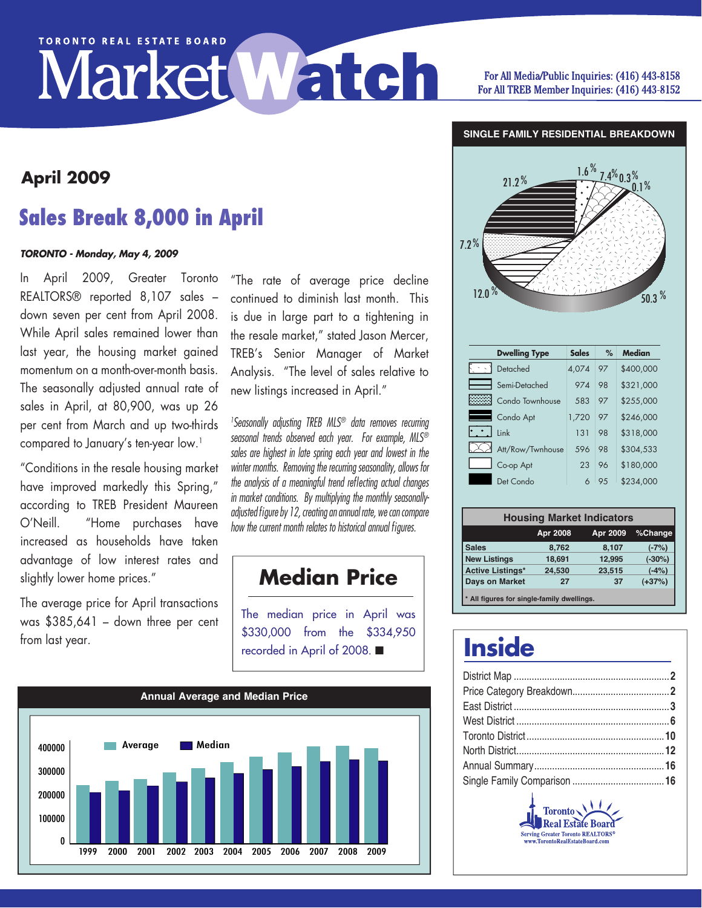TORONTO REAL ESTATE BOARD

# MarketWatch

For All Media/Public Inquiries: (416) 443-8158
For All TREB Member Inquiries: (416) 443-8152

## April 2009

# Sales Break 8,000 in April

***TORONTO - Monday, May 4, 2009***

In April 2009, Greater Toronto REALTORS® reported 8,107 sales – down seven per cent from April 2008. While April sales remained lower than last year, the housing market gained momentum on a month-over-month basis. The seasonally adjusted annual rate of sales in April, at 80,900, was up 26 per cent from March and up two-thirds compared to January's ten-year low.[1]

"Conditions in the resale housing market have improved markedly this Spring," according to TREB President Maureen O'Neill. "Home purchases have increased as households have taken advantage of low interest rates and slightly lower home prices."

The average price for April transactions was $385,641 – down three per cent from last year.

"The rate of average price decline continued to diminish last month. This is due in large part to a tightening in the resale market," stated Jason Mercer, TREB's Senior Manager of Market Analysis. "The level of sales relative to new listings increased in April."

*[1]Seasonally adjusting TREB MLS® data removes recurring seasonal trends observed each year. For example, MLS® sales are highest in late spring each year and lowest in the winter months. Removing the recurring seasonality, allows for the analysis of a meaningful trend reflecting actual changes in market conditions. By multiplying the monthly seasonally-adjusted figure by 12, creating an annual rate, we can compare how the current month relates to historical annual figures.*

## Median Price

The median price in April was $330,000 from the $334,950 recorded in April of 2008. ■

### Annual Average and Median Price

| Year | Average | Median |
|---|---|---|
| 1999 | | |
| 2000 | | |
| 2001 | | |
| 2002 | | |
| 2003 | | |
| 2004 | | |
| 2005 | | |
| 2006 | | |
| 2007 | | |
| 2008 | | |
| 2009 | | |

### SINGLE FAMILY RESIDENTIAL BREAKDOWN

| Dwelling Type | Sales | % | Median |
|---|---|---|---|
| Detached | 4,074 | 97 | $400,000 |
| Semi-Detached | 974 | 98 | $321,000 |
| Condo Townhouse | 583 | 97 | $255,000 |
| Condo Apt | 1,720 | 97 | $246,000 |
| Link | 131 | 98 | $318,000 |
| Att/Row/Twnhouse | 596 | 98 | $304,533 |
| Co-op Apt | 23 | 96 | $180,000 |
| Det Condo | 6 | 95 | $234,000 |

Pie chart shares: 50.3%, 12.0%, 7.2%, 21.2%, 1.6%, 7.4%, 0.3%, 0.1%

### Housing Market Indicators

| | Apr 2008 | Apr 2009 | %Change |
|---|---|---|---|
| Sales | 8,762 | 8,107 | (-7%) |
| New Listings | 18,691 | 12,995 | (-30%) |
| Active Listings* | 24,530 | 23,515 | (-4%) |
| Days on Market | 27 | 37 | (+37%) |

\* All figures for single-family dwellings.

## Inside

- District Map .......... 2
- Price Category Breakdown .......... 2
- East District .......... 3
- West District .......... 6
- Toronto District .......... 10
- North District .......... 12
- Annual Summary .......... 16
- Single Family Comparison .......... 16

Toronto Real Estate Board
Serving Greater Toronto REALTORS®
www.TorontoRealEstateBoard.com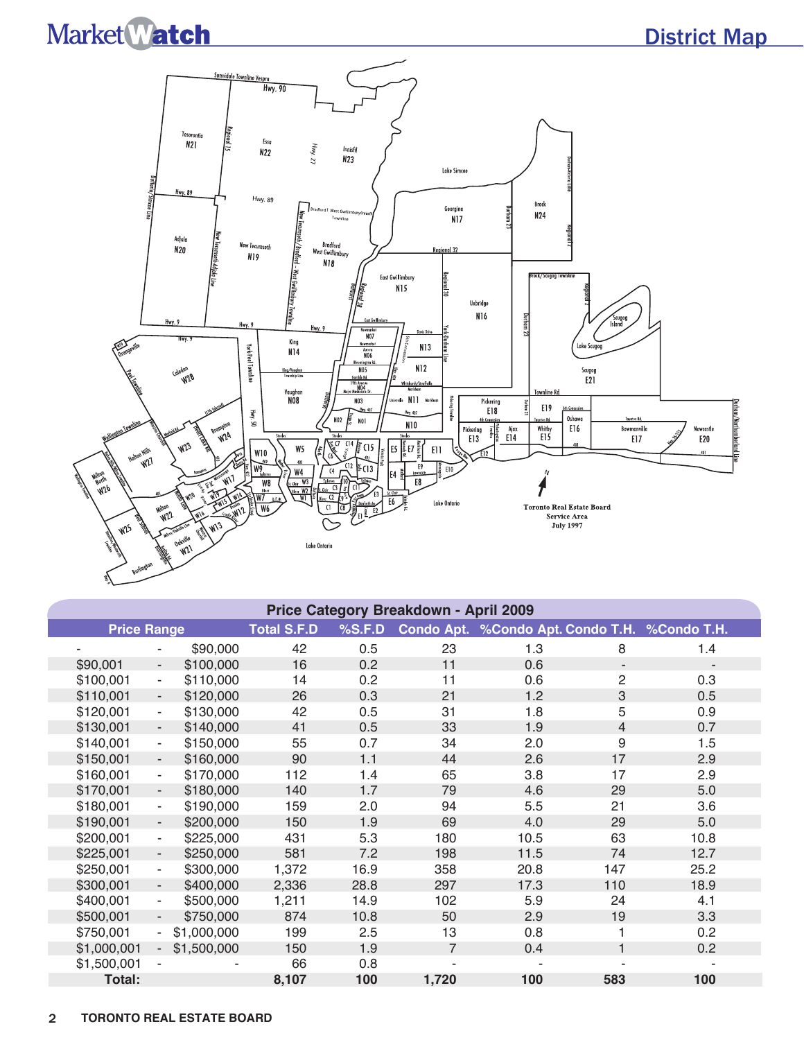## District Map

Toronto Real Estate Board
Service Area
July 1997

### Price Category Breakdown - April 2009

| Price Range | | | Total S.F.D | %S.F.D | Condo Apt. | %Condo Apt. | Condo T.H. | %Condo T.H. |
|---|---|---|---|---|---|---|---|---|
| - | - | $90,000 | 42 | 0.5 | 23 | 1.3 | 8 | 1.4 |
| $90,001 | - | $100,000 | 16 | 0.2 | 11 | 0.6 | - | - |
| $100,001 | - | $110,000 | 14 | 0.2 | 11 | 0.6 | 2 | 0.3 |
| $110,001 | - | $120,000 | 26 | 0.3 | 21 | 1.2 | 3 | 0.5 |
| $120,001 | - | $130,000 | 42 | 0.5 | 31 | 1.8 | 5 | 0.9 |
| $130,001 | - | $140,000 | 41 | 0.5 | 33 | 1.9 | 4 | 0.7 |
| $140,001 | - | $150,000 | 55 | 0.7 | 34 | 2.0 | 9 | 1.5 |
| $150,001 | - | $160,000 | 90 | 1.1 | 44 | 2.6 | 17 | 2.9 |
| $160,001 | - | $170,000 | 112 | 1.4 | 65 | 3.8 | 17 | 2.9 |
| $170,001 | - | $180,000 | 140 | 1.7 | 79 | 4.6 | 29 | 5.0 |
| $180,001 | - | $190,000 | 159 | 2.0 | 94 | 5.5 | 21 | 3.6 |
| $190,001 | - | $200,000 | 150 | 1.9 | 69 | 4.0 | 29 | 5.0 |
| $200,001 | - | $225,000 | 431 | 5.3 | 180 | 10.5 | 63 | 10.8 |
| $225,001 | - | $250,000 | 581 | 7.2 | 198 | 11.5 | 74 | 12.7 |
| $250,001 | - | $300,000 | 1,372 | 16.9 | 358 | 20.8 | 147 | 25.2 |
| $300,001 | - | $400,000 | 2,336 | 28.8 | 297 | 17.3 | 110 | 18.9 |
| $400,001 | - | $500,000 | 1,211 | 14.9 | 102 | 5.9 | 24 | 4.1 |
| $500,001 | - | $750,000 | 874 | 10.8 | 50 | 2.9 | 19 | 3.3 |
| $750,001 | - | $1,000,000 | 199 | 2.5 | 13 | 0.8 | 1 | 0.2 |
| $1,000,001 | - | $1,500,000 | 150 | 1.9 | 7 | 0.4 | 1 | 0.2 |
| $1,500,001 | - | - | 66 | 0.8 | - | - | - | - |
| **Total:** | | | **8,107** | **100** | **1,720** | **100** | **583** | **100** |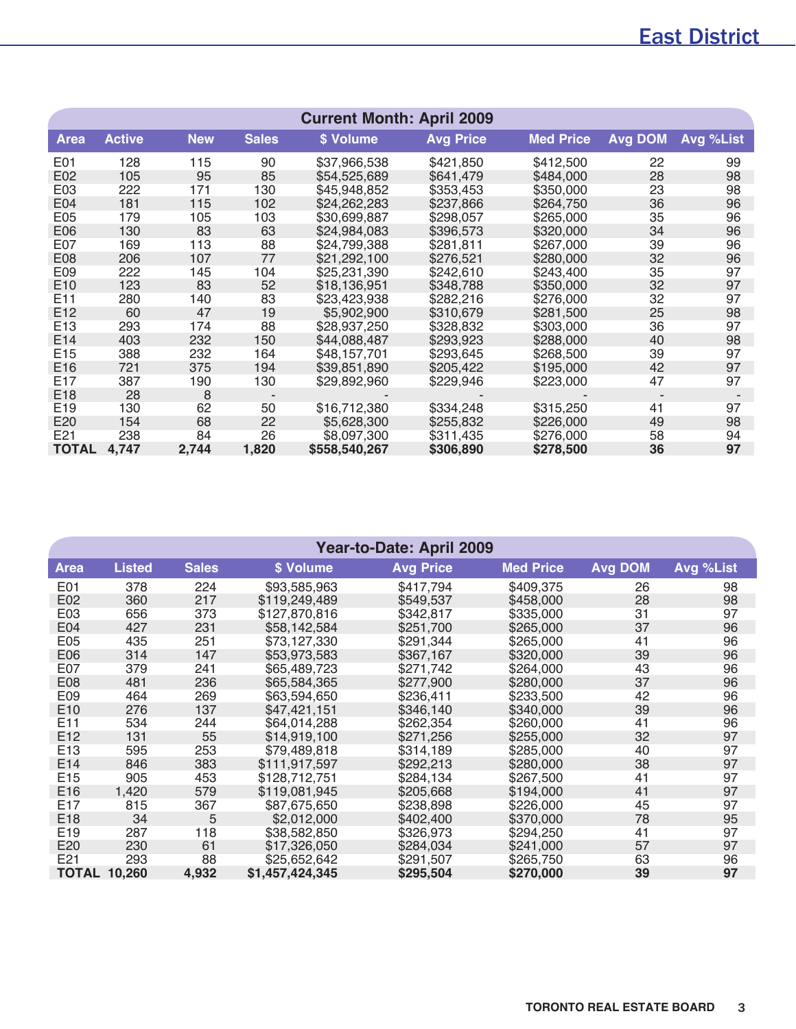# East District

| Current Month: April 2009 | | | | | | | | |
|---|---|---|---|---|---|---|---|---|
| **Area** | **Active** | **New** | **Sales** | **$ Volume** | **Avg Price** | **Med Price** | **Avg DOM** | **Avg %List** |
| E01 | 128 | 115 | 90 | $37,966,538 | $421,850 | $412,500 | 22 | 99 |
| E02 | 105 | 95 | 85 | $54,525,689 | $641,479 | $484,000 | 28 | 98 |
| E03 | 222 | 171 | 130 | $45,948,852 | $353,453 | $350,000 | 23 | 98 |
| E04 | 181 | 115 | 102 | $24,262,283 | $237,866 | $264,750 | 36 | 96 |
| E05 | 179 | 105 | 103 | $30,699,887 | $298,057 | $265,000 | 35 | 96 |
| E06 | 130 | 83 | 63 | $24,984,083 | $396,573 | $320,000 | 34 | 96 |
| E07 | 169 | 113 | 88 | $24,799,388 | $281,811 | $267,000 | 39 | 96 |
| E08 | 206 | 107 | 77 | $21,292,100 | $276,521 | $280,000 | 32 | 96 |
| E09 | 222 | 145 | 104 | $25,231,390 | $242,610 | $243,400 | 35 | 97 |
| E10 | 123 | 83 | 52 | $18,136,951 | $348,788 | $350,000 | 32 | 97 |
| E11 | 280 | 140 | 83 | $23,423,938 | $282,216 | $276,000 | 32 | 97 |
| E12 | 60 | 47 | 19 | $5,902,900 | $310,679 | $281,500 | 25 | 98 |
| E13 | 293 | 174 | 88 | $28,937,250 | $328,832 | $303,000 | 36 | 97 |
| E14 | 403 | 232 | 150 | $44,088,487 | $293,923 | $288,000 | 40 | 98 |
| E15 | 388 | 232 | 164 | $48,157,701 | $293,645 | $268,500 | 39 | 97 |
| E16 | 721 | 375 | 194 | $39,851,890 | $205,422 | $195,000 | 42 | 97 |
| E17 | 387 | 190 | 130 | $29,892,960 | $229,946 | $223,000 | 47 | 97 |
| E18 | 28 | 8 | - | - | - | - | - | - |
| E19 | 130 | 62 | 50 | $16,712,380 | $334,248 | $315,250 | 41 | 97 |
| E20 | 154 | 68 | 22 | $5,628,300 | $255,832 | $226,000 | 49 | 98 |
| E21 | 238 | 84 | 26 | $8,097,300 | $311,435 | $276,000 | 58 | 94 |
| **TOTAL** | **4,747** | **2,744** | **1,820** | **$558,540,267** | **$306,890** | **$278,500** | **36** | **97** |

| Year-to-Date: April 2009 | | | | | | | |
|---|---|---|---|---|---|---|---|
| **Area** | **Listed** | **Sales** | **$ Volume** | **Avg Price** | **Med Price** | **Avg DOM** | **Avg %List** |
| E01 | 378 | 224 | $93,585,963 | $417,794 | $409,375 | 26 | 98 |
| E02 | 360 | 217 | $119,249,489 | $549,537 | $458,000 | 28 | 98 |
| E03 | 656 | 373 | $127,870,816 | $342,817 | $335,000 | 31 | 97 |
| E04 | 427 | 231 | $58,142,584 | $251,700 | $265,000 | 37 | 96 |
| E05 | 435 | 251 | $73,127,330 | $291,344 | $265,000 | 41 | 96 |
| E06 | 314 | 147 | $53,973,583 | $367,167 | $320,000 | 39 | 96 |
| E07 | 379 | 241 | $65,489,723 | $271,742 | $264,000 | 43 | 96 |
| E08 | 481 | 236 | $65,584,365 | $277,900 | $280,000 | 37 | 96 |
| E09 | 464 | 269 | $63,594,650 | $236,411 | $233,500 | 42 | 96 |
| E10 | 276 | 137 | $47,421,151 | $346,140 | $340,000 | 39 | 96 |
| E11 | 534 | 244 | $64,014,288 | $262,354 | $260,000 | 41 | 96 |
| E12 | 131 | 55 | $14,919,100 | $271,256 | $255,000 | 32 | 97 |
| E13 | 595 | 253 | $79,489,818 | $314,189 | $285,000 | 40 | 97 |
| E14 | 846 | 383 | $111,917,597 | $292,213 | $280,000 | 38 | 97 |
| E15 | 905 | 453 | $128,712,751 | $284,134 | $267,500 | 41 | 97 |
| E16 | 1,420 | 579 | $119,081,945 | $205,668 | $194,000 | 41 | 97 |
| E17 | 815 | 367 | $87,675,650 | $238,898 | $226,000 | 45 | 97 |
| E18 | 34 | 5 | $2,012,000 | $402,400 | $370,000 | 78 | 95 |
| E19 | 287 | 118 | $38,582,850 | $326,973 | $294,250 | 41 | 97 |
| E20 | 230 | 61 | $17,326,050 | $284,034 | $241,000 | 57 | 97 |
| E21 | 293 | 88 | $25,652,642 | $291,507 | $265,750 | 63 | 96 |
| **TOTAL** | **10,260** | **4,932** | **$1,457,424,345** | **$295,504** | **$270,000** | **39** | **97** |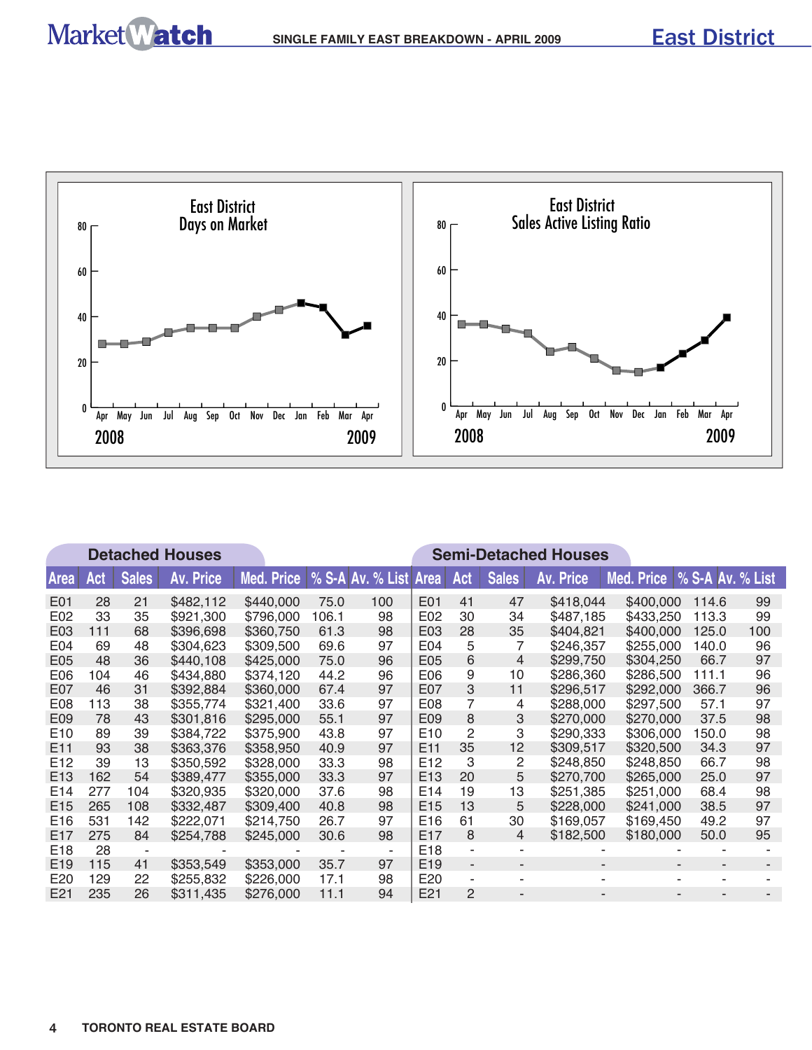## SINGLE FAMILY EAST BREAKDOWN - APRIL 2009

# East District

East District Days on Market

East District Sales Active Listing Ratio

### Detached Houses

| Area | Act | Sales | Av. Price | Med. Price | % S-A | Av. % List |
|---|---|---|---|---|---|---|
| E01 | 28 | 21 | $482,112 | $440,000 | 75.0 | 100 |
| E02 | 33 | 35 | $921,300 | $796,000 | 106.1 | 98 |
| E03 | 111 | 68 | $396,698 | $360,750 | 61.3 | 98 |
| E04 | 69 | 48 | $304,623 | $309,500 | 69.6 | 97 |
| E05 | 48 | 36 | $440,108 | $425,000 | 75.0 | 96 |
| E06 | 104 | 46 | $434,880 | $374,120 | 44.2 | 96 |
| E07 | 46 | 31 | $392,884 | $360,000 | 67.4 | 97 |
| E08 | 113 | 38 | $355,774 | $321,400 | 33.6 | 97 |
| E09 | 78 | 43 | $301,816 | $295,000 | 55.1 | 97 |
| E10 | 89 | 39 | $384,722 | $375,900 | 43.8 | 97 |
| E11 | 93 | 38 | $363,376 | $358,950 | 40.9 | 97 |
| E12 | 39 | 13 | $350,592 | $328,000 | 33.3 | 98 |
| E13 | 162 | 54 | $389,477 | $355,000 | 33.3 | 97 |
| E14 | 277 | 104 | $320,935 | $320,000 | 37.6 | 98 |
| E15 | 265 | 108 | $332,487 | $309,400 | 40.8 | 98 |
| E16 | 531 | 142 | $222,071 | $214,750 | 26.7 | 97 |
| E17 | 275 | 84 | $254,788 | $245,000 | 30.6 | 98 |
| E18 | 28 | - | - | - | - | - |
| E19 | 115 | 41 | $353,549 | $353,000 | 35.7 | 97 |
| E20 | 129 | 22 | $255,832 | $226,000 | 17.1 | 98 |
| E21 | 235 | 26 | $311,435 | $276,000 | 11.1 | 94 |

### Semi-Detached Houses

| Area | Act | Sales | Av. Price | Med. Price | % S-A | Av. % List |
|---|---|---|---|---|---|---|
| E01 | 41 | 47 | $418,044 | $400,000 | 114.6 | 99 |
| E02 | 30 | 34 | $487,185 | $433,250 | 113.3 | 99 |
| E03 | 28 | 35 | $404,821 | $400,000 | 125.0 | 100 |
| E04 | 5 | 7 | $246,357 | $255,000 | 140.0 | 96 |
| E05 | 6 | 4 | $299,750 | $304,250 | 66.7 | 97 |
| E06 | 9 | 10 | $286,360 | $286,500 | 111.1 | 96 |
| E07 | 3 | 11 | $296,517 | $292,000 | 366.7 | 96 |
| E08 | 7 | 4 | $288,000 | $297,500 | 57.1 | 97 |
| E09 | 8 | 3 | $270,000 | $270,000 | 37.5 | 98 |
| E10 | 2 | 3 | $290,333 | $306,000 | 150.0 | 98 |
| E11 | 35 | 12 | $309,517 | $320,500 | 34.3 | 97 |
| E12 | 3 | 2 | $248,850 | $248,850 | 66.7 | 98 |
| E13 | 20 | 5 | $270,700 | $265,000 | 25.0 | 97 |
| E14 | 19 | 13 | $251,385 | $251,000 | 68.4 | 98 |
| E15 | 13 | 5 | $228,000 | $241,000 | 38.5 | 97 |
| E16 | 61 | 30 | $169,057 | $169,450 | 49.2 | 97 |
| E17 | 8 | 4 | $182,500 | $180,000 | 50.0 | 95 |
| E18 | - | - | - | - | - | - |
| E19 | - | - | - | - | - | - |
| E20 | - | - | - | - | - | - |
| E21 | 2 | - | - | - | - | - |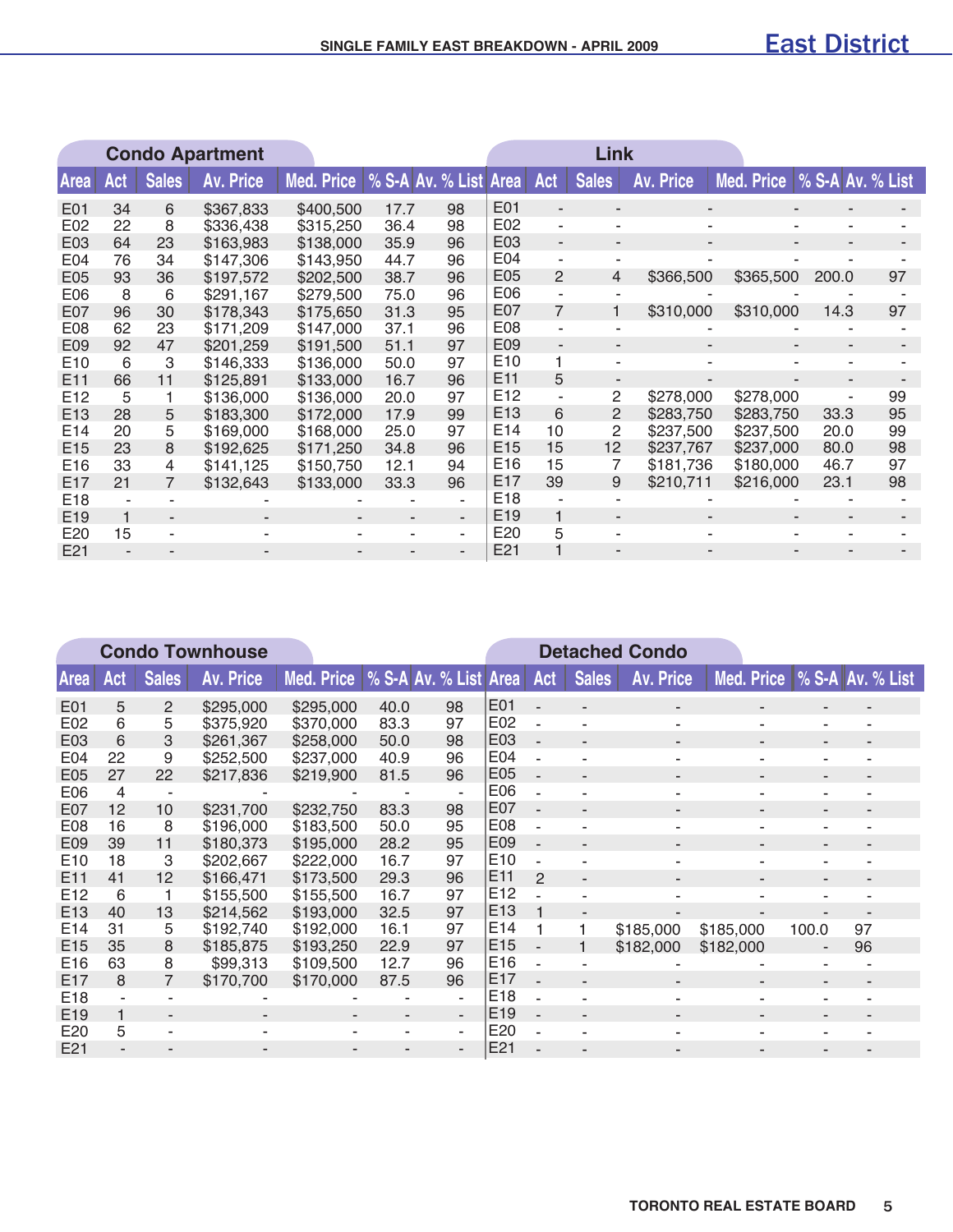## SINGLE FAMILY EAST BREAKDOWN - APRIL 2009

# East District

### Condo Apartment

| Area | Act | Sales | Av. Price | Med. Price | % S-A | Av. % List |
|---|---|---|---|---|---|---|
| E01 | 34 | 6 | $367,833 | $400,500 | 17.7 | 98 |
| E02 | 22 | 8 | $336,438 | $315,250 | 36.4 | 98 |
| E03 | 64 | 23 | $163,983 | $138,000 | 35.9 | 96 |
| E04 | 76 | 34 | $147,306 | $143,950 | 44.7 | 96 |
| E05 | 93 | 36 | $197,572 | $202,500 | 38.7 | 96 |
| E06 | 8 | 6 | $291,167 | $279,500 | 75.0 | 96 |
| E07 | 96 | 30 | $178,343 | $175,650 | 31.3 | 95 |
| E08 | 62 | 23 | $171,209 | $147,000 | 37.1 | 96 |
| E09 | 92 | 47 | $201,259 | $191,500 | 51.1 | 97 |
| E10 | 6 | 3 | $146,333 | $136,000 | 50.0 | 97 |
| E11 | 66 | 11 | $125,891 | $133,000 | 16.7 | 96 |
| E12 | 5 | 1 | $136,000 | $136,000 | 20.0 | 97 |
| E13 | 28 | 5 | $183,300 | $172,000 | 17.9 | 99 |
| E14 | 20 | 5 | $169,000 | $168,000 | 25.0 | 97 |
| E15 | 23 | 8 | $192,625 | $171,250 | 34.8 | 96 |
| E16 | 33 | 4 | $141,125 | $150,750 | 12.1 | 94 |
| E17 | 21 | 7 | $132,643 | $133,000 | 33.3 | 96 |
| E18 | - | - | - | - | - | - |
| E19 | 1 | - | - | - | - | - |
| E20 | 15 | - | - | - | - | - |
| E21 | - | - | - | - | - | - |

### Link

| Area | Act | Sales | Av. Price | Med. Price | % S-A | Av. % List |
|---|---|---|---|---|---|---|
| E01 | - | - | - | - | - | - |
| E02 | - | - | - | - | - | - |
| E03 | - | - | - | - | - | - |
| E04 | - | - | - | - | - | - |
| E05 | 2 | 4 | $366,500 | $365,500 | 200.0 | 97 |
| E06 | - | - | - | - | - | - |
| E07 | 7 | 1 | $310,000 | $310,000 | 14.3 | 97 |
| E08 | - | - | - | - | - | - |
| E09 | - | - | - | - | - | - |
| E10 | 1 | - | - | - | - | - |
| E11 | 5 | - | - | - | - | - |
| E12 | - | 2 | $278,000 | $278,000 | - | 99 |
| E13 | 6 | 2 | $283,750 | $283,750 | 33.3 | 95 |
| E14 | 10 | 2 | $237,500 | $237,500 | 20.0 | 99 |
| E15 | 15 | 12 | $237,767 | $237,000 | 80.0 | 98 |
| E16 | 15 | 7 | $181,736 | $180,000 | 46.7 | 97 |
| E17 | 39 | 9 | $210,711 | $216,000 | 23.1 | 98 |
| E18 | - | - | - | - | - | - |
| E19 | 1 | - | - | - | - | - |
| E20 | 5 | - | - | - | - | - |
| E21 | 1 | - | - | - | - | - |

### Condo Townhouse

| Area | Act | Sales | Av. Price | Med. Price | % S-A | Av. % List |
|---|---|---|---|---|---|---|
| E01 | 5 | 2 | $295,000 | $295,000 | 40.0 | 98 |
| E02 | 6 | 5 | $375,920 | $370,000 | 83.3 | 97 |
| E03 | 6 | 3 | $261,367 | $258,000 | 50.0 | 98 |
| E04 | 22 | 9 | $252,500 | $237,000 | 40.9 | 96 |
| E05 | 27 | 22 | $217,836 | $219,900 | 81.5 | 96 |
| E06 | 4 | - | - | - | - | - |
| E07 | 12 | 10 | $231,700 | $232,750 | 83.3 | 98 |
| E08 | 16 | 8 | $196,000 | $183,500 | 50.0 | 95 |
| E09 | 39 | 11 | $180,373 | $195,000 | 28.2 | 95 |
| E10 | 18 | 3 | $202,667 | $222,000 | 16.7 | 97 |
| E11 | 41 | 12 | $166,471 | $173,500 | 29.3 | 96 |
| E12 | 6 | 1 | $155,500 | $155,500 | 16.7 | 97 |
| E13 | 40 | 13 | $214,562 | $193,000 | 32.5 | 97 |
| E14 | 31 | 5 | $192,740 | $192,000 | 16.1 | 97 |
| E15 | 35 | 8 | $185,875 | $193,250 | 22.9 | 97 |
| E16 | 63 | 8 | $99,313 | $109,500 | 12.7 | 96 |
| E17 | 8 | 7 | $170,700 | $170,000 | 87.5 | 96 |
| E18 | - | - | - | - | - | - |
| E19 | 1 | - | - | - | - | - |
| E20 | 5 | - | - | - | - | - |
| E21 | - | - | - | - | - | - |

### Detached Condo

| Area | Act | Sales | Av. Price | Med. Price | % S-A | Av. % List |
|---|---|---|---|---|---|---|
| E01 | - | - | - | - | - | - |
| E02 | - | - | - | - | - | - |
| E03 | - | - | - | - | - | - |
| E04 | - | - | - | - | - | - |
| E05 | - | - | - | - | - | - |
| E06 | - | - | - | - | - | - |
| E07 | - | - | - | - | - | - |
| E08 | - | - | - | - | - | - |
| E09 | - | - | - | - | - | - |
| E10 | - | - | - | - | - | - |
| E11 | 2 | - | - | - | - | - |
| E12 | - | - | - | - | - | - |
| E13 | 1 | - | - | - | - | - |
| E14 | 1 | 1 | $185,000 | $185,000 | 100.0 | 97 |
| E15 | - | 1 | $182,000 | $182,000 | - | 96 |
| E16 | - | - | - | - | - | - |
| E17 | - | - | - | - | - | - |
| E18 | - | - | - | - | - | - |
| E19 | - | - | - | - | - | - |
| E20 | - | - | - | - | - | - |
| E21 | - | - | - | - | - | - |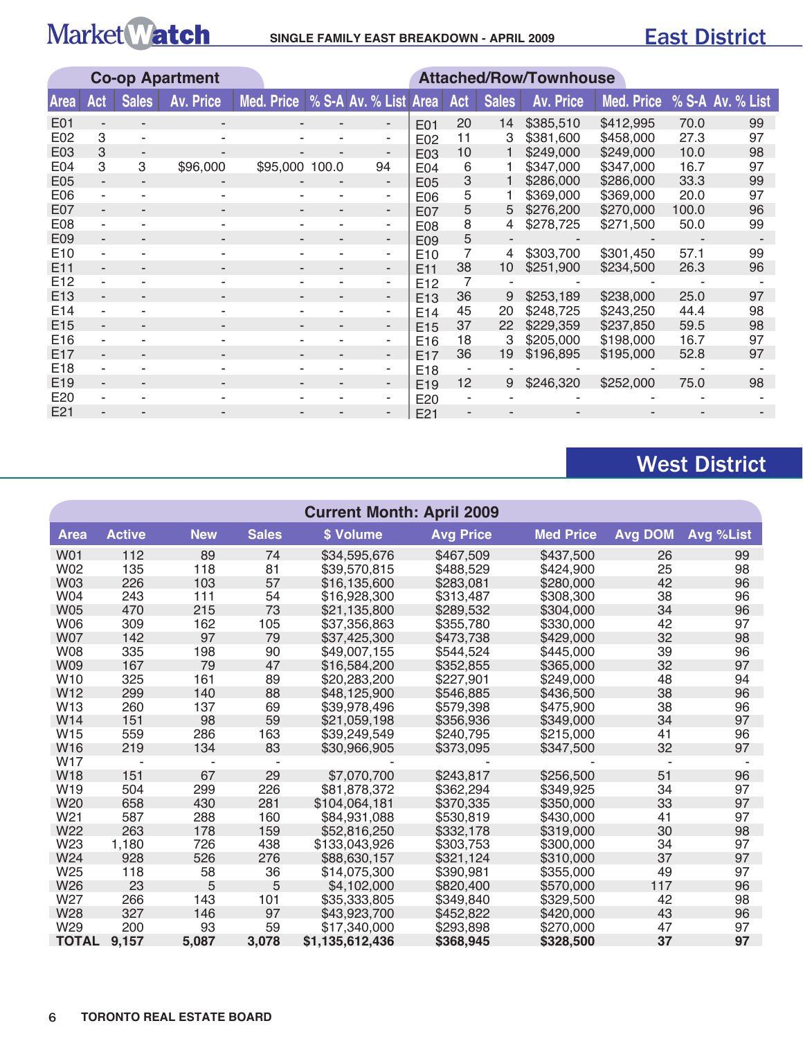# MarketWatch

**SINGLE FAMILY EAST BREAKDOWN - APRIL 2009**

## East District

### Co-op Apartment

| Area | Act | Sales | Av. Price | Med. Price | % S-A | Av. % List |
|---|---|---|---|---|---|---|
| E01 | - | - | - | - | - | - |
| E02 | 3 | - | - | - | - | - |
| E03 | 3 | - | - | - | - | - |
| E04 | 3 | 3 | $96,000 | $95,000 | 100.0 | 94 |
| E05 | - | - | - | - | - | - |
| E06 | - | - | - | - | - | - |
| E07 | - | - | - | - | - | - |
| E08 | - | - | - | - | - | - |
| E09 | - | - | - | - | - | - |
| E10 | - | - | - | - | - | - |
| E11 | - | - | - | - | - | - |
| E12 | - | - | - | - | - | - |
| E13 | - | - | - | - | - | - |
| E14 | - | - | - | - | - | - |
| E15 | - | - | - | - | - | - |
| E16 | - | - | - | - | - | - |
| E17 | - | - | - | - | - | - |
| E18 | - | - | - | - | - | - |
| E19 | - | - | - | - | - | - |
| E20 | - | - | - | - | - | - |
| E21 | - | - | - | - | - | - |

### Attached/Row/Townhouse

| Area | Act | Sales | Av. Price | Med. Price | % S-A | Av. % List |
|---|---|---|---|---|---|---|
| E01 | 20 | 14 | $385,510 | $412,995 | 70.0 | 99 |
| E02 | 11 | 3 | $381,600 | $458,000 | 27.3 | 97 |
| E03 | 10 | 1 | $249,000 | $249,000 | 10.0 | 98 |
| E04 | 6 | 1 | $347,000 | $347,000 | 16.7 | 97 |
| E05 | 3 | 1 | $286,000 | $286,000 | 33.3 | 99 |
| E06 | 5 | 1 | $369,000 | $369,000 | 20.0 | 97 |
| E07 | 5 | 5 | $276,200 | $270,000 | 100.0 | 96 |
| E08 | 8 | 4 | $278,725 | $271,500 | 50.0 | 99 |
| E09 | 5 | - | - | - | - | - |
| E10 | 7 | 4 | $303,700 | $301,450 | 57.1 | 99 |
| E11 | 38 | 10 | $251,900 | $234,500 | 26.3 | 96 |
| E12 | 7 | - | - | - | - | - |
| E13 | 36 | 9 | $253,189 | $238,000 | 25.0 | 97 |
| E14 | 45 | 20 | $248,725 | $243,250 | 44.4 | 98 |
| E15 | 37 | 22 | $229,359 | $237,850 | 59.5 | 98 |
| E16 | 18 | 3 | $205,000 | $198,000 | 16.7 | 97 |
| E17 | 36 | 19 | $196,895 | $195,000 | 52.8 | 97 |
| E18 | - | - | - | - | - | - |
| E19 | 12 | 9 | $246,320 | $252,000 | 75.0 | 98 |
| E20 | - | - | - | - | - | - |
| E21 | - | - | - | - | - | - |

## West District

### Current Month: April 2009

| Area | Active | New | Sales | $ Volume | Avg Price | Med Price | Avg DOM | Avg %List |
|---|---|---|---|---|---|---|---|---|
| W01 | 112 | 89 | 74 | $34,595,676 | $467,509 | $437,500 | 26 | 99 |
| W02 | 135 | 118 | 81 | $39,570,815 | $488,529 | $424,900 | 25 | 98 |
| W03 | 226 | 103 | 57 | $16,135,600 | $283,081 | $280,000 | 42 | 96 |
| W04 | 243 | 111 | 54 | $16,928,300 | $313,487 | $308,300 | 38 | 96 |
| W05 | 470 | 215 | 73 | $21,135,800 | $289,532 | $304,000 | 34 | 96 |
| W06 | 309 | 162 | 105 | $37,356,863 | $355,780 | $330,000 | 42 | 97 |
| W07 | 142 | 97 | 79 | $37,425,300 | $473,738 | $429,000 | 32 | 98 |
| W08 | 335 | 198 | 90 | $49,007,155 | $544,524 | $445,000 | 39 | 96 |
| W09 | 167 | 79 | 47 | $16,584,200 | $352,855 | $365,000 | 32 | 97 |
| W10 | 325 | 161 | 89 | $20,283,200 | $227,901 | $249,000 | 48 | 94 |
| W12 | 299 | 140 | 88 | $48,125,900 | $546,885 | $436,500 | 38 | 96 |
| W13 | 260 | 137 | 69 | $39,978,496 | $579,398 | $475,900 | 38 | 96 |
| W14 | 151 | 98 | 59 | $21,059,198 | $356,936 | $349,000 | 34 | 97 |
| W15 | 559 | 286 | 163 | $39,249,549 | $240,795 | $215,000 | 41 | 96 |
| W16 | 219 | 134 | 83 | $30,966,905 | $373,095 | $347,500 | 32 | 97 |
| W17 | - | - | - | - | - | - | - | - |
| W18 | 151 | 67 | 29 | $7,070,700 | $243,817 | $256,500 | 51 | 96 |
| W19 | 504 | 299 | 226 | $81,878,372 | $362,294 | $349,925 | 34 | 97 |
| W20 | 658 | 430 | 281 | $104,064,181 | $370,335 | $350,000 | 33 | 97 |
| W21 | 587 | 288 | 160 | $84,931,088 | $530,819 | $430,000 | 41 | 97 |
| W22 | 263 | 178 | 159 | $52,816,250 | $332,178 | $319,000 | 30 | 98 |
| W23 | 1,180 | 726 | 438 | $133,043,926 | $303,753 | $300,000 | 34 | 97 |
| W24 | 928 | 526 | 276 | $88,630,157 | $321,124 | $310,000 | 37 | 97 |
| W25 | 118 | 58 | 36 | $14,075,300 | $390,981 | $355,000 | 49 | 97 |
| W26 | 23 | 5 | 5 | $4,102,000 | $820,400 | $570,000 | 117 | 96 |
| W27 | 266 | 143 | 101 | $35,333,805 | $349,840 | $329,500 | 42 | 98 |
| W28 | 327 | 146 | 97 | $43,923,700 | $452,822 | $420,000 | 43 | 96 |
| W29 | 200 | 93 | 59 | $17,340,000 | $293,898 | $270,000 | 47 | 97 |
| **TOTAL** | **9,157** | **5,087** | **3,078** | **$1,135,612,436** | **$368,945** | **$328,500** | **37** | **97** |

TORONTO REAL ESTATE BOARD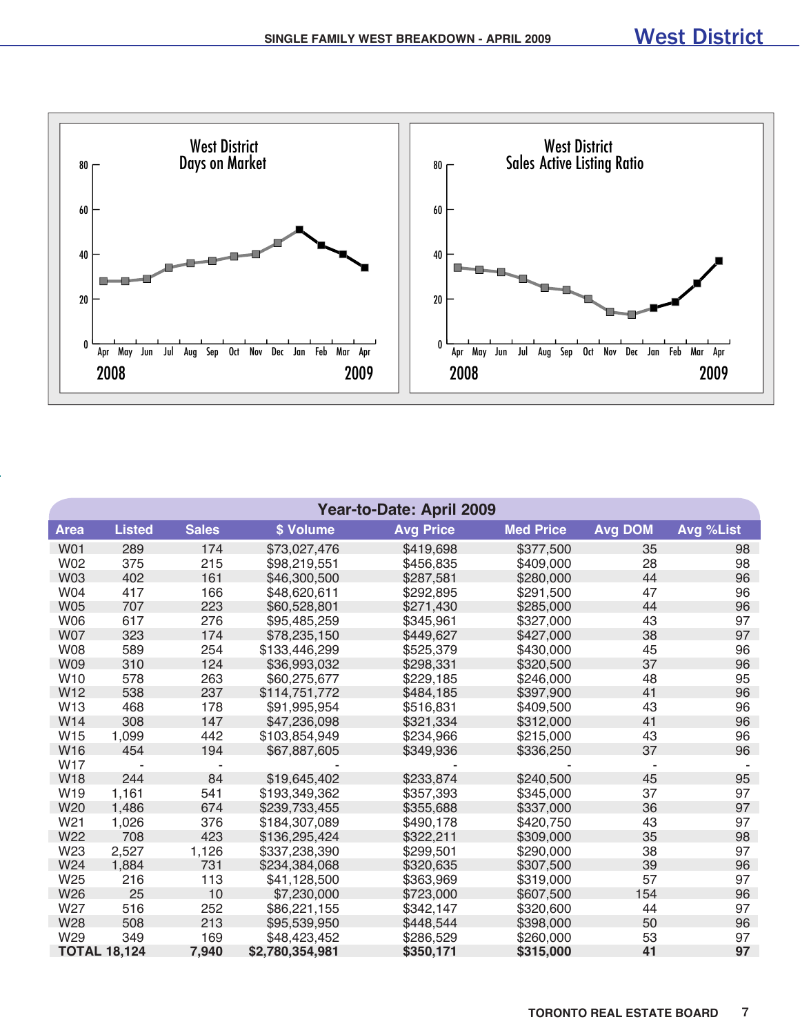# West District

## SINGLE FAMILY WEST BREAKDOWN - APRIL 2009

West District
Days on Market

West District
Sales Active Listing Ratio

## Year-to-Date: April 2009

| Area | Listed | Sales | $ Volume | Avg Price | Med Price | Avg DOM | Avg %List |
|---|---|---|---|---|---|---|---|
| W01 | 289 | 174 | $73,027,476 | $419,698 | $377,500 | 35 | 98 |
| W02 | 375 | 215 | $98,219,551 | $456,835 | $409,000 | 28 | 98 |
| W03 | 402 | 161 | $46,300,500 | $287,581 | $280,000 | 44 | 96 |
| W04 | 417 | 166 | $48,620,611 | $292,895 | $291,500 | 47 | 96 |
| W05 | 707 | 223 | $60,528,801 | $271,430 | $285,000 | 44 | 96 |
| W06 | 617 | 276 | $95,485,259 | $345,961 | $327,000 | 43 | 97 |
| W07 | 323 | 174 | $78,235,150 | $449,627 | $427,000 | 38 | 97 |
| W08 | 589 | 254 | $133,446,299 | $525,379 | $430,000 | 45 | 96 |
| W09 | 310 | 124 | $36,993,032 | $298,331 | $320,500 | 37 | 96 |
| W10 | 578 | 263 | $60,275,677 | $229,185 | $246,000 | 48 | 95 |
| W12 | 538 | 237 | $114,751,772 | $484,185 | $397,900 | 41 | 96 |
| W13 | 468 | 178 | $91,995,954 | $516,831 | $409,500 | 43 | 96 |
| W14 | 308 | 147 | $47,236,098 | $321,334 | $312,000 | 41 | 96 |
| W15 | 1,099 | 442 | $103,854,949 | $234,966 | $215,000 | 43 | 96 |
| W16 | 454 | 194 | $67,887,605 | $349,936 | $336,250 | 37 | 96 |
| W17 | - | - | - | - | - | - | - |
| W18 | 244 | 84 | $19,645,402 | $233,874 | $240,500 | 45 | 95 |
| W19 | 1,161 | 541 | $193,349,362 | $357,393 | $345,000 | 37 | 97 |
| W20 | 1,486 | 674 | $239,733,455 | $355,688 | $337,000 | 36 | 97 |
| W21 | 1,026 | 376 | $184,307,089 | $490,178 | $420,750 | 43 | 97 |
| W22 | 708 | 423 | $136,295,424 | $322,211 | $309,000 | 35 | 98 |
| W23 | 2,527 | 1,126 | $337,238,390 | $299,501 | $290,000 | 38 | 97 |
| W24 | 1,884 | 731 | $234,384,068 | $320,635 | $307,500 | 39 | 96 |
| W25 | 216 | 113 | $41,128,500 | $363,969 | $319,000 | 57 | 97 |
| W26 | 25 | 10 | $7,230,000 | $723,000 | $607,500 | 154 | 96 |
| W27 | 516 | 252 | $86,221,155 | $342,147 | $320,600 | 44 | 97 |
| W28 | 508 | 213 | $95,539,950 | $448,544 | $398,000 | 50 | 96 |
| W29 | 349 | 169 | $48,423,452 | $286,529 | $260,000 | 53 | 97 |
| **TOTAL** | **18,124** | **7,940** | **$2,780,354,981** | **$350,171** | **$315,000** | **41** | **97** |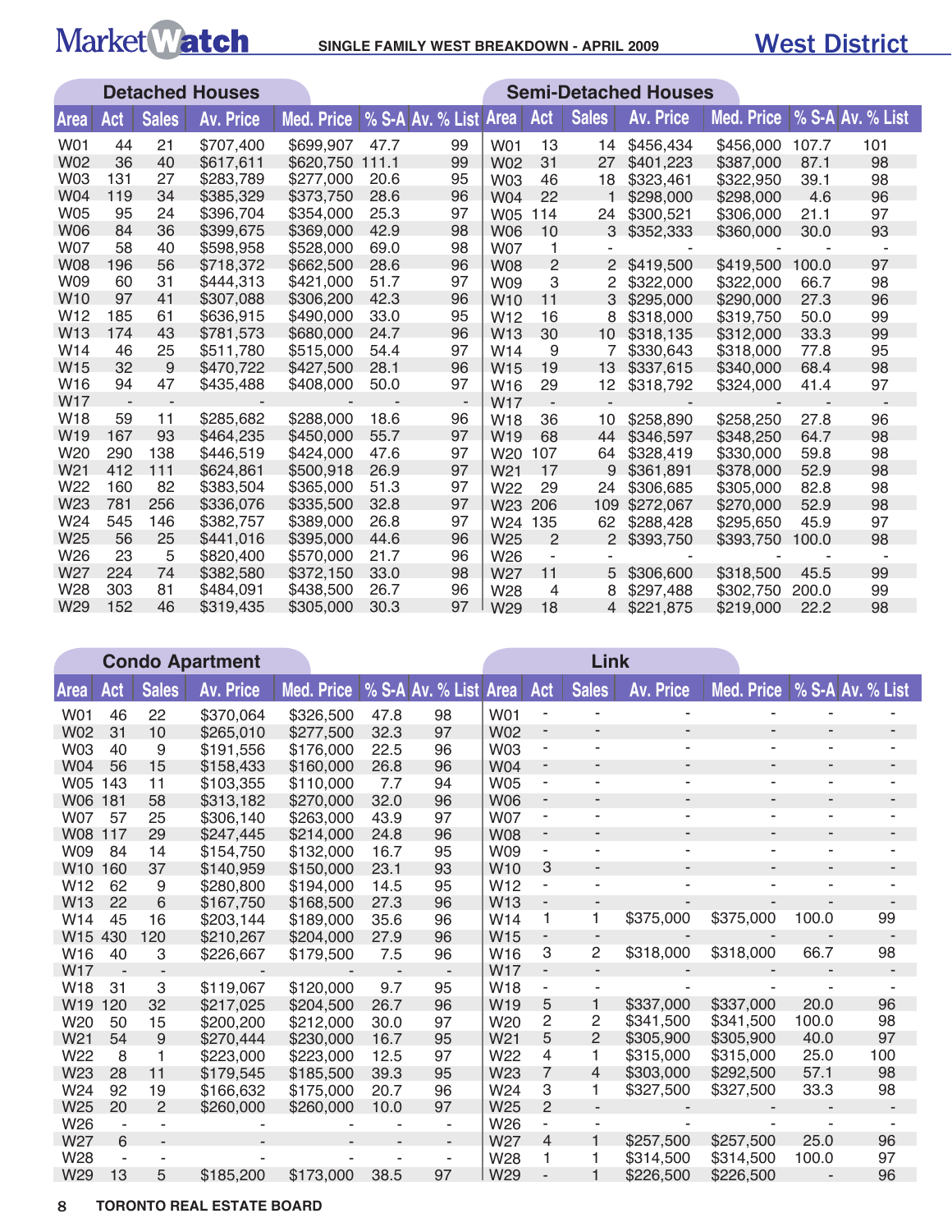# MarketWatch

## SINGLE FAMILY WEST BREAKDOWN - APRIL 2009

# West District

### Detached Houses

| Area | Act | Sales | Av. Price | Med. Price | % S-A | Av. % List |
|---|---|---|---|---|---|---|
| W01 | 44 | 21 | $707,400 | $699,907 | 47.7 | 99 |
| W02 | 36 | 40 | $617,611 | $620,750 | 111.1 | 99 |
| W03 | 131 | 27 | $283,789 | $277,000 | 20.6 | 95 |
| W04 | 119 | 34 | $385,329 | $373,750 | 28.6 | 96 |
| W05 | 95 | 24 | $396,704 | $354,000 | 25.3 | 97 |
| W06 | 84 | 36 | $399,675 | $369,000 | 42.9 | 98 |
| W07 | 58 | 40 | $598,958 | $528,000 | 69.0 | 98 |
| W08 | 196 | 56 | $718,372 | $662,500 | 28.6 | 96 |
| W09 | 60 | 31 | $444,313 | $421,000 | 51.7 | 97 |
| W10 | 97 | 41 | $307,088 | $306,200 | 42.3 | 96 |
| W12 | 185 | 61 | $636,915 | $490,000 | 33.0 | 95 |
| W13 | 174 | 43 | $781,573 | $680,000 | 24.7 | 96 |
| W14 | 46 | 25 | $511,780 | $515,000 | 54.4 | 97 |
| W15 | 32 | 9 | $470,722 | $427,500 | 28.1 | 96 |
| W16 | 94 | 47 | $435,488 | $408,000 | 50.0 | 97 |
| W17 | - | - | - | - | - | - |
| W18 | 59 | 11 | $285,682 | $288,000 | 18.6 | 96 |
| W19 | 167 | 93 | $464,235 | $450,000 | 55.7 | 97 |
| W20 | 290 | 138 | $446,519 | $424,000 | 47.6 | 97 |
| W21 | 412 | 111 | $624,861 | $500,918 | 26.9 | 97 |
| W22 | 160 | 82 | $383,504 | $365,000 | 51.3 | 97 |
| W23 | 781 | 256 | $336,076 | $335,500 | 32.8 | 97 |
| W24 | 545 | 146 | $382,757 | $389,000 | 26.8 | 97 |
| W25 | 56 | 25 | $441,016 | $395,000 | 44.6 | 96 |
| W26 | 23 | 5 | $820,400 | $570,000 | 21.7 | 96 |
| W27 | 224 | 74 | $382,580 | $372,150 | 33.0 | 98 |
| W28 | 303 | 81 | $484,091 | $438,500 | 26.7 | 96 |
| W29 | 152 | 46 | $319,435 | $305,000 | 30.3 | 97 |

### Semi-Detached Houses

| Area | Act | Sales | Av. Price | Med. Price | % S-A | Av. % List |
|---|---|---|---|---|---|---|
| W01 | 13 | 14 | $456,434 | $456,000 | 107.7 | 101 |
| W02 | 31 | 27 | $401,223 | $387,000 | 87.1 | 98 |
| W03 | 46 | 18 | $323,461 | $322,950 | 39.1 | 98 |
| W04 | 22 | 1 | $298,000 | $298,000 | 4.6 | 96 |
| W05 | 114 | 24 | $300,521 | $306,000 | 21.1 | 97 |
| W06 | 10 | 3 | $352,333 | $360,000 | 30.0 | 93 |
| W07 | 1 | - | - | - | - | - |
| W08 | 2 | 2 | $419,500 | $419,500 | 100.0 | 97 |
| W09 | 3 | 2 | $322,000 | $322,000 | 66.7 | 98 |
| W10 | 11 | 3 | $295,000 | $290,000 | 27.3 | 96 |
| W12 | 16 | 8 | $318,000 | $319,750 | 50.0 | 99 |
| W13 | 30 | 10 | $318,135 | $312,000 | 33.3 | 99 |
| W14 | 9 | 7 | $330,643 | $318,000 | 77.8 | 95 |
| W15 | 19 | 13 | $337,615 | $340,000 | 68.4 | 98 |
| W16 | 29 | 12 | $318,792 | $324,000 | 41.4 | 97 |
| W17 | - | - | - | - | - | - |
| W18 | 36 | 10 | $258,890 | $258,250 | 27.8 | 96 |
| W19 | 68 | 44 | $346,597 | $348,250 | 64.7 | 98 |
| W20 | 107 | 64 | $328,419 | $330,000 | 59.8 | 98 |
| W21 | 17 | 9 | $361,891 | $378,000 | 52.9 | 98 |
| W22 | 29 | 24 | $306,685 | $305,000 | 82.8 | 98 |
| W23 | 206 | 109 | $272,067 | $270,000 | 52.9 | 98 |
| W24 | 135 | 62 | $288,428 | $295,650 | 45.9 | 97 |
| W25 | 2 | 2 | $393,750 | $393,750 | 100.0 | 98 |
| W26 | - | - | - | - | - | - |
| W27 | 11 | 5 | $306,600 | $318,500 | 45.5 | 99 |
| W28 | 4 | 8 | $297,488 | $302,750 | 200.0 | 99 |
| W29 | 18 | 4 | $221,875 | $219,000 | 22.2 | 98 |

### Condo Apartment

| Area | Act | Sales | Av. Price | Med. Price | % S-A | Av. % List |
|---|---|---|---|---|---|---|
| W01 | 46 | 22 | $370,064 | $326,500 | 47.8 | 98 |
| W02 | 31 | 10 | $265,010 | $277,500 | 32.3 | 97 |
| W03 | 40 | 9 | $191,556 | $176,000 | 22.5 | 96 |
| W04 | 56 | 15 | $158,433 | $160,000 | 26.8 | 96 |
| W05 | 143 | 11 | $103,355 | $110,000 | 7.7 | 94 |
| W06 | 181 | 58 | $313,182 | $270,000 | 32.0 | 96 |
| W07 | 57 | 25 | $306,140 | $263,000 | 43.9 | 97 |
| W08 | 117 | 29 | $247,445 | $214,000 | 24.8 | 96 |
| W09 | 84 | 14 | $154,750 | $132,000 | 16.7 | 95 |
| W10 | 160 | 37 | $140,959 | $150,000 | 23.1 | 93 |
| W12 | 62 | 9 | $280,800 | $194,000 | 14.5 | 95 |
| W13 | 22 | 6 | $167,750 | $168,500 | 27.3 | 96 |
| W14 | 45 | 16 | $203,144 | $189,000 | 35.6 | 96 |
| W15 | 430 | 120 | $210,267 | $204,000 | 27.9 | 96 |
| W16 | 40 | 3 | $226,667 | $179,500 | 7.5 | 96 |
| W17 | - | - | - | - | - | - |
| W18 | 31 | 3 | $119,067 | $120,000 | 9.7 | 95 |
| W19 | 120 | 32 | $217,025 | $204,500 | 26.7 | 96 |
| W20 | 50 | 15 | $200,200 | $212,000 | 30.0 | 97 |
| W21 | 54 | 9 | $270,444 | $230,000 | 16.7 | 95 |
| W22 | 8 | 1 | $223,000 | $223,000 | 12.5 | 97 |
| W23 | 28 | 11 | $179,545 | $185,500 | 39.3 | 95 |
| W24 | 92 | 19 | $166,632 | $175,000 | 20.7 | 96 |
| W25 | 20 | 2 | $260,000 | $260,000 | 10.0 | 97 |
| W26 | - | - | - | - | - | - |
| W27 | 6 | - | - | - | - | - |
| W28 | - | - | - | - | - | - |
| W29 | 13 | 5 | $185,200 | $173,000 | 38.5 | 97 |

### Link

| Area | Act | Sales | Av. Price | Med. Price | % S-A | Av. % List |
|---|---|---|---|---|---|---|
| W01 | - | - | - | - | - | - |
| W02 | - | - | - | - | - | - |
| W03 | - | - | - | - | - | - |
| W04 | - | - | - | - | - | - |
| W05 | - | - | - | - | - | - |
| W06 | - | - | - | - | - | - |
| W07 | - | - | - | - | - | - |
| W08 | - | - | - | - | - | - |
| W09 | - | - | - | - | - | - |
| W10 | 3 | - | - | - | - | - |
| W12 | - | - | - | - | - | - |
| W13 | - | - | - | - | - | - |
| W14 | 1 | 1 | $375,000 | $375,000 | 100.0 | 99 |
| W15 | - | - | - | - | - | - |
| W16 | 3 | 2 | $318,000 | $318,000 | 66.7 | 98 |
| W17 | - | - | - | - | - | - |
| W18 | - | - | - | - | - | - |
| W19 | 5 | 1 | $337,000 | $337,000 | 20.0 | 96 |
| W20 | 2 | 2 | $341,500 | $341,500 | 100.0 | 98 |
| W21 | 5 | 2 | $305,900 | $305,900 | 40.0 | 97 |
| W22 | 4 | 1 | $315,000 | $315,000 | 25.0 | 100 |
| W23 | 7 | 4 | $303,000 | $292,500 | 57.1 | 98 |
| W24 | 3 | 1 | $327,500 | $327,500 | 33.3 | 98 |
| W25 | 2 | - | - | - | - | - |
| W26 | - | - | - | - | - | - |
| W27 | 4 | 1 | $257,500 | $257,500 | 25.0 | 96 |
| W28 | 1 | 1 | $314,500 | $314,500 | 100.0 | 97 |
| W29 | - | 1 | $226,500 | $226,500 | - | 96 |

TORONTO REAL ESTATE BOARD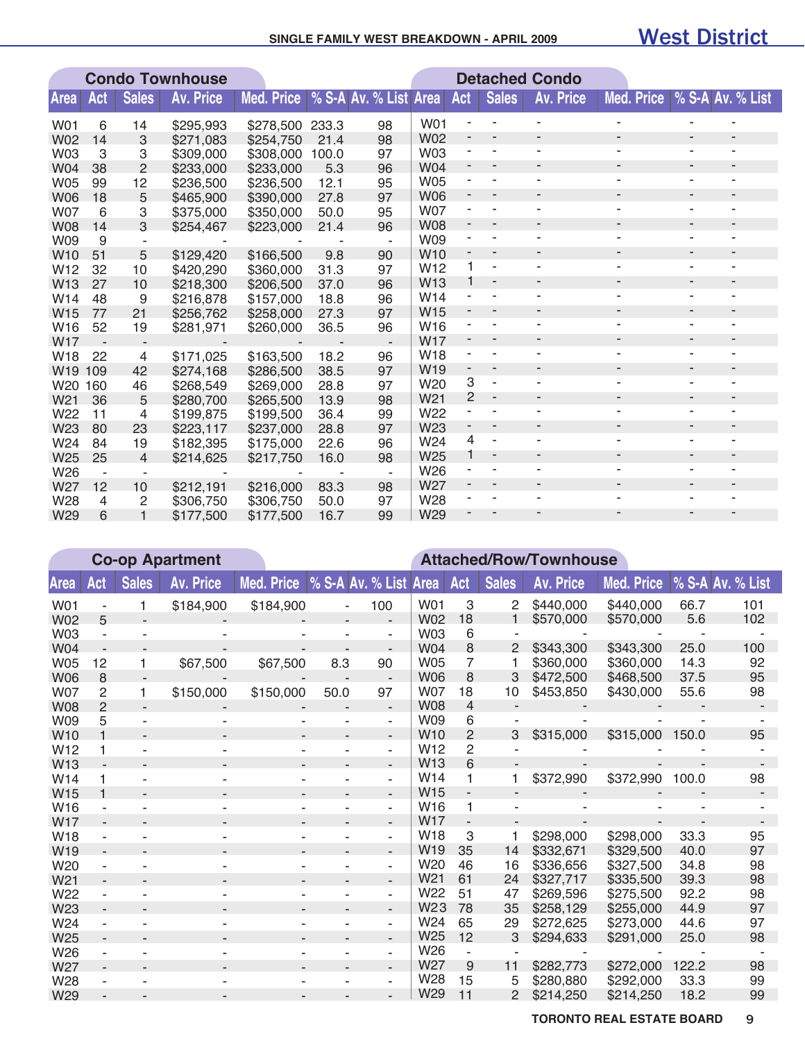## SINGLE FAMILY WEST BREAKDOWN - APRIL 2009

# West District

### Condo Townhouse

| Area | Act | Sales | Av. Price | Med. Price | % S-A | Av. % List |
|---|---|---|---|---|---|---|
| W01 | 6 | 14 | $295,993 | $278,500 | 233.3 | 98 |
| W02 | 14 | 3 | $271,083 | $254,750 | 21.4 | 98 |
| W03 | 3 | 3 | $309,000 | $308,000 | 100.0 | 97 |
| W04 | 38 | 2 | $233,000 | $233,000 | 5.3 | 96 |
| W05 | 99 | 12 | $236,500 | $236,500 | 12.1 | 95 |
| W06 | 18 | 5 | $465,900 | $390,000 | 27.8 | 97 |
| W07 | 6 | 3 | $375,000 | $350,000 | 50.0 | 95 |
| W08 | 14 | 3 | $254,467 | $223,000 | 21.4 | 96 |
| W09 | 9 | - | - | - | - | - |
| W10 | 51 | 5 | $129,420 | $166,500 | 9.8 | 90 |
| W12 | 32 | 10 | $420,290 | $360,000 | 31.3 | 97 |
| W13 | 27 | 10 | $218,300 | $206,500 | 37.0 | 96 |
| W14 | 48 | 9 | $216,878 | $157,000 | 18.8 | 96 |
| W15 | 77 | 21 | $256,762 | $258,000 | 27.3 | 97 |
| W16 | 52 | 19 | $281,971 | $260,000 | 36.5 | 96 |
| W17 | - | - | - | - | - | - |
| W18 | 22 | 4 | $171,025 | $163,500 | 18.2 | 96 |
| W19 | 109 | 42 | $274,168 | $286,500 | 38.5 | 97 |
| W20 | 160 | 46 | $268,549 | $269,000 | 28.8 | 97 |
| W21 | 36 | 5 | $280,700 | $265,500 | 13.9 | 98 |
| W22 | 11 | 4 | $199,875 | $199,500 | 36.4 | 99 |
| W23 | 80 | 23 | $223,117 | $237,000 | 28.8 | 97 |
| W24 | 84 | 19 | $182,395 | $175,000 | 22.6 | 96 |
| W25 | 25 | 4 | $214,625 | $217,750 | 16.0 | 98 |
| W26 | - | - | - | - | - | - |
| W27 | 12 | 10 | $212,191 | $216,000 | 83.3 | 98 |
| W28 | 4 | 2 | $306,750 | $306,750 | 50.0 | 97 |
| W29 | 6 | 1 | $177,500 | $177,500 | 16.7 | 99 |

### Detached Condo

| Area | Act | Sales | Av. Price | Med. Price | % S-A | Av. % List |
|---|---|---|---|---|---|---|
| W01 | - | - | - | - | - | - |
| W02 | - | - | - | - | - | - |
| W03 | - | - | - | - | - | - |
| W04 | - | - | - | - | - | - |
| W05 | - | - | - | - | - | - |
| W06 | - | - | - | - | - | - |
| W07 | - | - | - | - | - | - |
| W08 | - | - | - | - | - | - |
| W09 | - | - | - | - | - | - |
| W10 | - | - | - | - | - | - |
| W12 | 1 | - | - | - | - | - |
| W13 | 1 | - | - | - | - | - |
| W14 | - | - | - | - | - | - |
| W15 | - | - | - | - | - | - |
| W16 | - | - | - | - | - | - |
| W17 | - | - | - | - | - | - |
| W18 | - | - | - | - | - | - |
| W19 | - | - | - | - | - | - |
| W20 | 3 | - | - | - | - | - |
| W21 | 2 | - | - | - | - | - |
| W22 | - | - | - | - | - | - |
| W23 | - | - | - | - | - | - |
| W24 | 4 | - | - | - | - | - |
| W25 | 1 | - | - | - | - | - |
| W26 | - | - | - | - | - | - |
| W27 | - | - | - | - | - | - |
| W28 | - | - | - | - | - | - |
| W29 | - | - | - | - | - | - |

### Co-op Apartment

| Area | Act | Sales | Av. Price | Med. Price | % S-A | Av. % List |
|---|---|---|---|---|---|---|
| W01 | - | 1 | $184,900 | $184,900 | - | 100 |
| W02 | 5 | - | - | - | - | - |
| W03 | - | - | - | - | - | - |
| W04 | - | - | - | - | - | - |
| W05 | 12 | 1 | $67,500 | $67,500 | 8.3 | 90 |
| W06 | 8 | - | - | - | - | - |
| W07 | 2 | 1 | $150,000 | $150,000 | 50.0 | 97 |
| W08 | 2 | - | - | - | - | - |
| W09 | 5 | - | - | - | - | - |
| W10 | 1 | - | - | - | - | - |
| W12 | 1 | - | - | - | - | - |
| W13 | - | - | - | - | - | - |
| W14 | 1 | - | - | - | - | - |
| W15 | 1 | - | - | - | - | - |
| W16 | - | - | - | - | - | - |
| W17 | - | - | - | - | - | - |
| W18 | - | - | - | - | - | - |
| W19 | - | - | - | - | - | - |
| W20 | - | - | - | - | - | - |
| W21 | - | - | - | - | - | - |
| W22 | - | - | - | - | - | - |
| W23 | - | - | - | - | - | - |
| W24 | - | - | - | - | - | - |
| W25 | - | - | - | - | - | - |
| W26 | - | - | - | - | - | - |
| W27 | - | - | - | - | - | - |
| W28 | - | - | - | - | - | - |
| W29 | - | - | - | - | - | - |

### Attached/Row/Townhouse

| Area | Act | Sales | Av. Price | Med. Price | % S-A | Av. % List |
|---|---|---|---|---|---|---|
| W01 | 3 | 2 | $440,000 | $440,000 | 66.7 | 101 |
| W02 | 18 | 1 | $570,000 | $570,000 | 5.6 | 102 |
| W03 | 6 | - | - | - | - | - |
| W04 | 8 | 2 | $343,300 | $343,300 | 25.0 | 100 |
| W05 | 7 | 1 | $360,000 | $360,000 | 14.3 | 92 |
| W06 | 8 | 3 | $472,500 | $468,500 | 37.5 | 95 |
| W07 | 18 | 10 | $453,850 | $430,000 | 55.6 | 98 |
| W08 | 4 | - | - | - | - | - |
| W09 | 6 | - | - | - | - | - |
| W10 | 2 | 3 | $315,000 | $315,000 | 150.0 | 95 |
| W12 | 2 | - | - | - | - | - |
| W13 | 6 | - | - | - | - | - |
| W14 | 1 | 1 | $372,990 | $372,990 | 100.0 | 98 |
| W15 | - | - | - | - | - | - |
| W16 | 1 | - | - | - | - | - |
| W17 | - | - | - | - | - | - |
| W18 | 3 | 1 | $298,000 | $298,000 | 33.3 | 95 |
| W19 | 35 | 14 | $332,671 | $329,500 | 40.0 | 97 |
| W20 | 46 | 16 | $336,656 | $327,500 | 34.8 | 98 |
| W21 | 61 | 24 | $327,717 | $335,500 | 39.3 | 98 |
| W22 | 51 | 47 | $269,596 | $275,500 | 92.2 | 98 |
| W23 | 78 | 35 | $258,129 | $255,000 | 44.9 | 97 |
| W24 | 65 | 29 | $272,625 | $273,000 | 44.6 | 97 |
| W25 | 12 | 3 | $294,633 | $291,000 | 25.0 | 98 |
| W26 | - | - | - | - | - | - |
| W27 | 9 | 11 | $282,773 | $272,000 | 122.2 | 98 |
| W28 | 15 | 5 | $280,880 | $292,000 | 33.3 | 99 |
| W29 | 11 | 2 | $214,250 | $214,250 | 18.2 | 99 |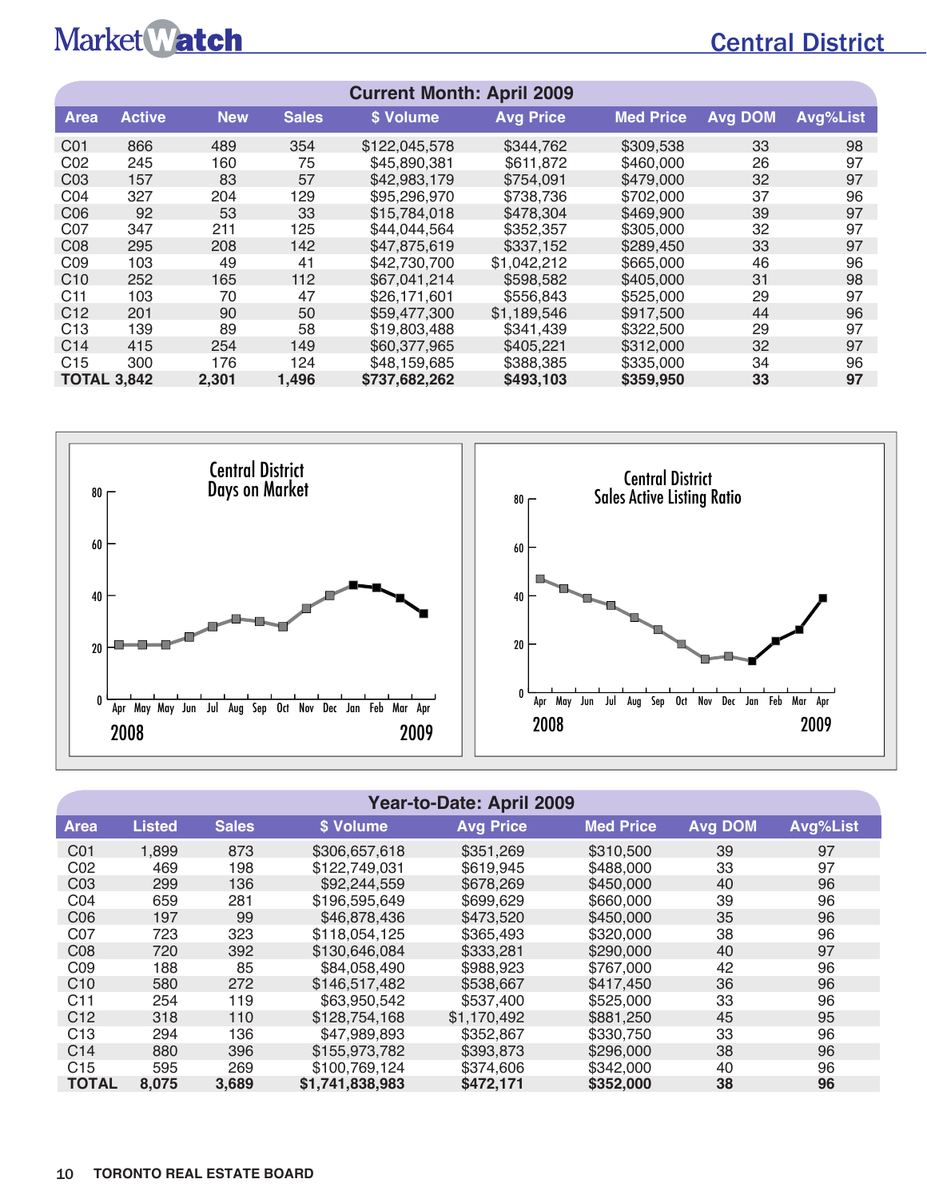# Central District

## Current Month: April 2009

| Area | Active | New | Sales | $ Volume | Avg Price | Med Price | Avg DOM | Avg%List |
|---|---|---|---|---|---|---|---|---|
| C01 | 866 | 489 | 354 | $122,045,578 | $344,762 | $309,538 | 33 | 98 |
| C02 | 245 | 160 | 75 | $45,890,381 | $611,872 | $460,000 | 26 | 97 |
| C03 | 157 | 83 | 57 | $42,983,179 | $754,091 | $479,000 | 32 | 97 |
| C04 | 327 | 204 | 129 | $95,296,970 | $738,736 | $702,000 | 37 | 96 |
| C06 | 92 | 53 | 33 | $15,784,018 | $478,304 | $469,900 | 39 | 97 |
| C07 | 347 | 211 | 125 | $44,044,564 | $352,357 | $305,000 | 32 | 97 |
| C08 | 295 | 208 | 142 | $47,875,619 | $337,152 | $289,450 | 33 | 97 |
| C09 | 103 | 49 | 41 | $42,730,700 | $1,042,212 | $665,000 | 46 | 96 |
| C10 | 252 | 165 | 112 | $67,041,214 | $598,582 | $405,000 | 31 | 98 |
| C11 | 103 | 70 | 47 | $26,171,601 | $556,843 | $525,000 | 29 | 97 |
| C12 | 201 | 90 | 50 | $59,477,300 | $1,189,546 | $917,500 | 44 | 96 |
| C13 | 139 | 89 | 58 | $19,803,488 | $341,439 | $322,500 | 29 | 97 |
| C14 | 415 | 254 | 149 | $60,377,965 | $405,221 | $312,000 | 32 | 97 |
| C15 | 300 | 176 | 124 | $48,159,685 | $388,385 | $335,000 | 34 | 96 |
| **TOTAL** | **3,842** | **2,301** | **1,496** | **$737,682,262** | **$493,103** | **$359,950** | **33** | **97** |

## Year-to-Date: April 2009

| Area | Listed | Sales | $ Volume | Avg Price | Med Price | Avg DOM | Avg%List |
|---|---|---|---|---|---|---|---|
| C01 | 1,899 | 873 | $306,657,618 | $351,269 | $310,500 | 39 | 97 |
| C02 | 469 | 198 | $122,749,031 | $619,945 | $488,000 | 33 | 97 |
| C03 | 299 | 136 | $92,244,559 | $678,269 | $450,000 | 40 | 96 |
| C04 | 659 | 281 | $196,595,649 | $699,629 | $660,000 | 39 | 96 |
| C06 | 197 | 99 | $46,878,436 | $473,520 | $450,000 | 35 | 96 |
| C07 | 723 | 323 | $118,054,125 | $365,493 | $320,000 | 38 | 96 |
| C08 | 720 | 392 | $130,646,084 | $333,281 | $290,000 | 40 | 97 |
| C09 | 188 | 85 | $84,058,490 | $988,923 | $767,000 | 42 | 96 |
| C10 | 580 | 272 | $146,517,482 | $538,667 | $417,450 | 36 | 96 |
| C11 | 254 | 119 | $63,950,542 | $537,400 | $525,000 | 33 | 96 |
| C12 | 318 | 110 | $128,754,168 | $1,170,492 | $881,250 | 45 | 95 |
| C13 | 294 | 136 | $47,989,893 | $352,867 | $330,750 | 33 | 96 |
| C14 | 880 | 396 | $155,973,782 | $393,873 | $296,000 | 38 | 96 |
| C15 | 595 | 269 | $100,769,124 | $374,606 | $342,000 | 40 | 96 |
| **TOTAL** | **8,075** | **3,689** | **$1,741,838,983** | **$472,171** | **$352,000** | **38** | **96** |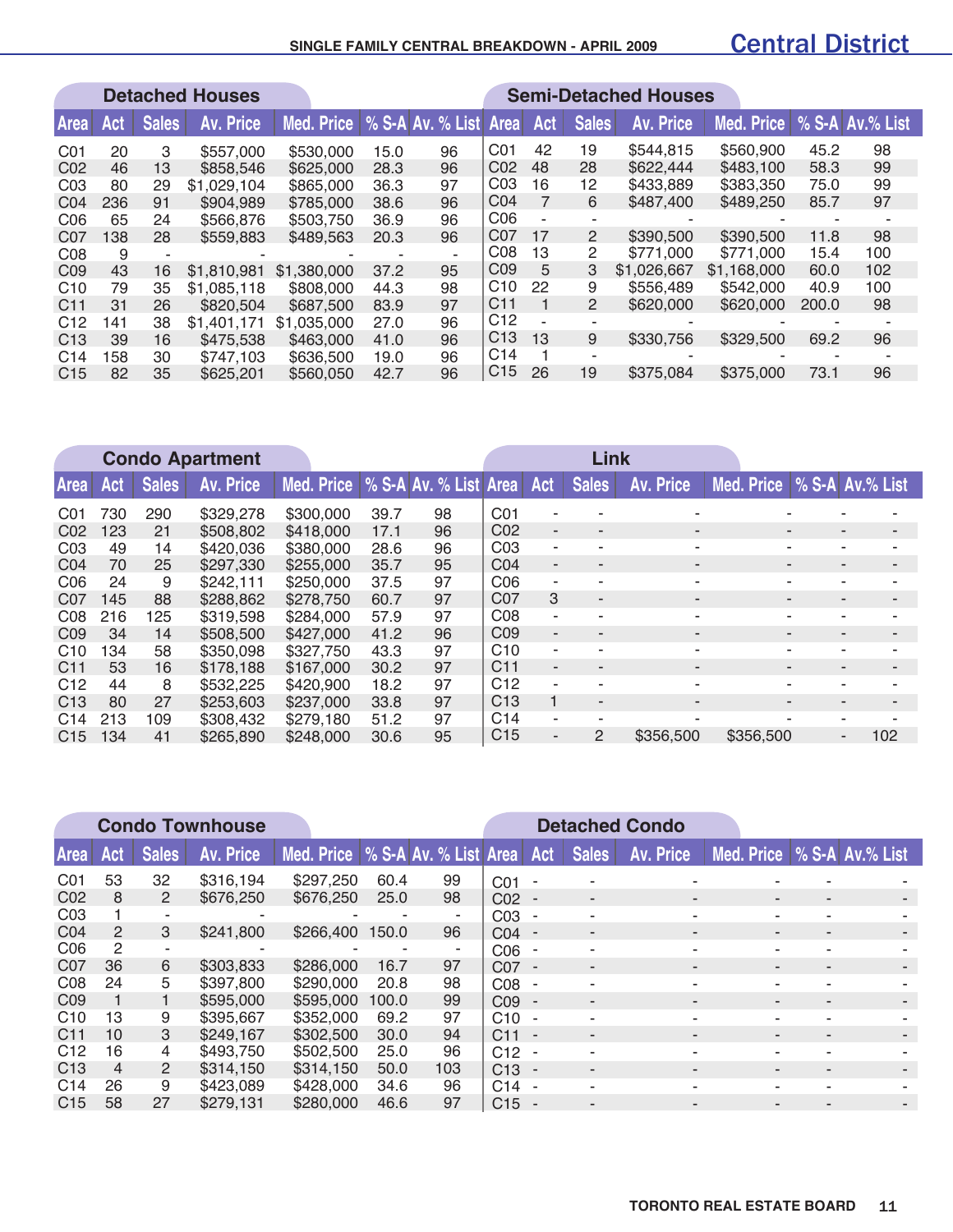# SINGLE FAMILY CENTRAL BREAKDOWN - APRIL 2009

## Central District

### Detached Houses

| Area | Act | Sales | Av. Price | Med. Price | % S-A | Av. % List |
|---|---|---|---|---|---|---|
| C01 | 20 | 3 | $557,000 | $530,000 | 15.0 | 96 |
| C02 | 46 | 13 | $858,546 | $625,000 | 28.3 | 96 |
| C03 | 80 | 29 | $1,029,104 | $865,000 | 36.3 | 97 |
| C04 | 236 | 91 | $904,989 | $785,000 | 38.6 | 96 |
| C06 | 65 | 24 | $566,876 | $503,750 | 36.9 | 96 |
| C07 | 138 | 28 | $559,883 | $489,563 | 20.3 | 96 |
| C08 | 9 | - | - | - | - | - |
| C09 | 43 | 16 | $1,810,981 | $1,380,000 | 37.2 | 95 |
| C10 | 79 | 35 | $1,085,118 | $808,000 | 44.3 | 98 |
| C11 | 31 | 26 | $820,504 | $687,500 | 83.9 | 97 |
| C12 | 141 | 38 | $1,401,171 | $1,035,000 | 27.0 | 96 |
| C13 | 39 | 16 | $475,538 | $463,000 | 41.0 | 96 |
| C14 | 158 | 30 | $747,103 | $636,500 | 19.0 | 96 |
| C15 | 82 | 35 | $625,201 | $560,050 | 42.7 | 96 |

### Semi-Detached Houses

| Area | Act | Sales | Av. Price | Med. Price | % S-A | Av.% List |
|---|---|---|---|---|---|---|
| C01 | 42 | 19 | $544,815 | $560,900 | 45.2 | 98 |
| C02 | 48 | 28 | $622,444 | $483,100 | 58.3 | 99 |
| C03 | 16 | 12 | $433,889 | $383,350 | 75.0 | 99 |
| C04 | 7 | 6 | $487,400 | $489,250 | 85.7 | 97 |
| C06 | - | - | - | - | - | - |
| C07 | 17 | 2 | $390,500 | $390,500 | 11.8 | 98 |
| C08 | 13 | 2 | $771,000 | $771,000 | 15.4 | 100 |
| C09 | 5 | 3 | $1,026,667 | $1,168,000 | 60.0 | 102 |
| C10 | 22 | 9 | $556,489 | $542,000 | 40.9 | 100 |
| C11 | 1 | 2 | $620,000 | $620,000 | 200.0 | 98 |
| C12 | - | - | - | - | - | - |
| C13 | 13 | 9 | $330,756 | $329,500 | 69.2 | 96 |
| C14 | 1 | - | - | - | - | - |
| C15 | 26 | 19 | $375,084 | $375,000 | 73.1 | 96 |

### Condo Apartment

| Area | Act | Sales | Av. Price | Med. Price | % S-A | Av. % List |
|---|---|---|---|---|---|---|
| C01 | 730 | 290 | $329,278 | $300,000 | 39.7 | 98 |
| C02 | 123 | 21 | $508,802 | $418,000 | 17.1 | 96 |
| C03 | 49 | 14 | $420,036 | $380,000 | 28.6 | 96 |
| C04 | 70 | 25 | $297,330 | $255,000 | 35.7 | 95 |
| C06 | 24 | 9 | $242,111 | $250,000 | 37.5 | 97 |
| C07 | 145 | 88 | $288,862 | $278,750 | 60.7 | 97 |
| C08 | 216 | 125 | $319,598 | $284,000 | 57.9 | 97 |
| C09 | 34 | 14 | $508,500 | $427,000 | 41.2 | 96 |
| C10 | 134 | 58 | $350,098 | $327,750 | 43.3 | 97 |
| C11 | 53 | 16 | $178,188 | $167,000 | 30.2 | 97 |
| C12 | 44 | 8 | $532,225 | $420,900 | 18.2 | 97 |
| C13 | 80 | 27 | $253,603 | $237,000 | 33.8 | 97 |
| C14 | 213 | 109 | $308,432 | $279,180 | 51.2 | 97 |
| C15 | 134 | 41 | $265,890 | $248,000 | 30.6 | 95 |

### Link

| Area | Act | Sales | Av. Price | Med. Price | % S-A | Av.% List |
|---|---|---|---|---|---|---|
| C01 | - | - | - | - | - | - |
| C02 | - | - | - | - | - | - |
| C03 | - | - | - | - | - | - |
| C04 | - | - | - | - | - | - |
| C06 | - | - | - | - | - | - |
| C07 | 3 | - | - | - | - | - |
| C08 | - | - | - | - | - | - |
| C09 | - | - | - | - | - | - |
| C10 | - | - | - | - | - | - |
| C11 | - | - | - | - | - | - |
| C12 | - | - | - | - | - | - |
| C13 | 1 | - | - | - | - | - |
| C14 | - | - | - | - | - | - |
| C15 | - | 2 | $356,500 | $356,500 | - | 102 |

### Condo Townhouse

| Area | Act | Sales | Av. Price | Med. Price | % S-A | Av. % List |
|---|---|---|---|---|---|---|
| C01 | 53 | 32 | $316,194 | $297,250 | 60.4 | 99 |
| C02 | 8 | 2 | $676,250 | $676,250 | 25.0 | 98 |
| C03 | 1 | - | - | - | - | - |
| C04 | 2 | 3 | $241,800 | $266,400 | 150.0 | 96 |
| C06 | 2 | - | - | - | - | - |
| C07 | 36 | 6 | $303,833 | $286,000 | 16.7 | 97 |
| C08 | 24 | 5 | $397,800 | $290,000 | 20.8 | 98 |
| C09 | 1 | 1 | $595,000 | $595,000 | 100.0 | 99 |
| C10 | 13 | 9 | $395,667 | $352,000 | 69.2 | 97 |
| C11 | 10 | 3 | $249,167 | $302,500 | 30.0 | 94 |
| C12 | 16 | 4 | $493,750 | $502,500 | 25.0 | 96 |
| C13 | 4 | 2 | $314,150 | $314,150 | 50.0 | 103 |
| C14 | 26 | 9 | $423,089 | $428,000 | 34.6 | 96 |
| C15 | 58 | 27 | $279,131 | $280,000 | 46.6 | 97 |

### Detached Condo

| Area | Act | Sales | Av. Price | Med. Price | % S-A | Av.% List |
|---|---|---|---|---|---|---|
| C01 | - | - | - | - | - | - |
| C02 | - | - | - | - | - | - |
| C03 | - | - | - | - | - | - |
| C04 | - | - | - | - | - | - |
| C06 | - | - | - | - | - | - |
| C07 | - | - | - | - | - | - |
| C08 | - | - | - | - | - | - |
| C09 | - | - | - | - | - | - |
| C10 | - | - | - | - | - | - |
| C11 | - | - | - | - | - | - |
| C12 | - | - | - | - | - | - |
| C13 | - | - | - | - | - | - |
| C14 | - | - | - | - | - | - |
| C15 | - | - | - | - | - | - |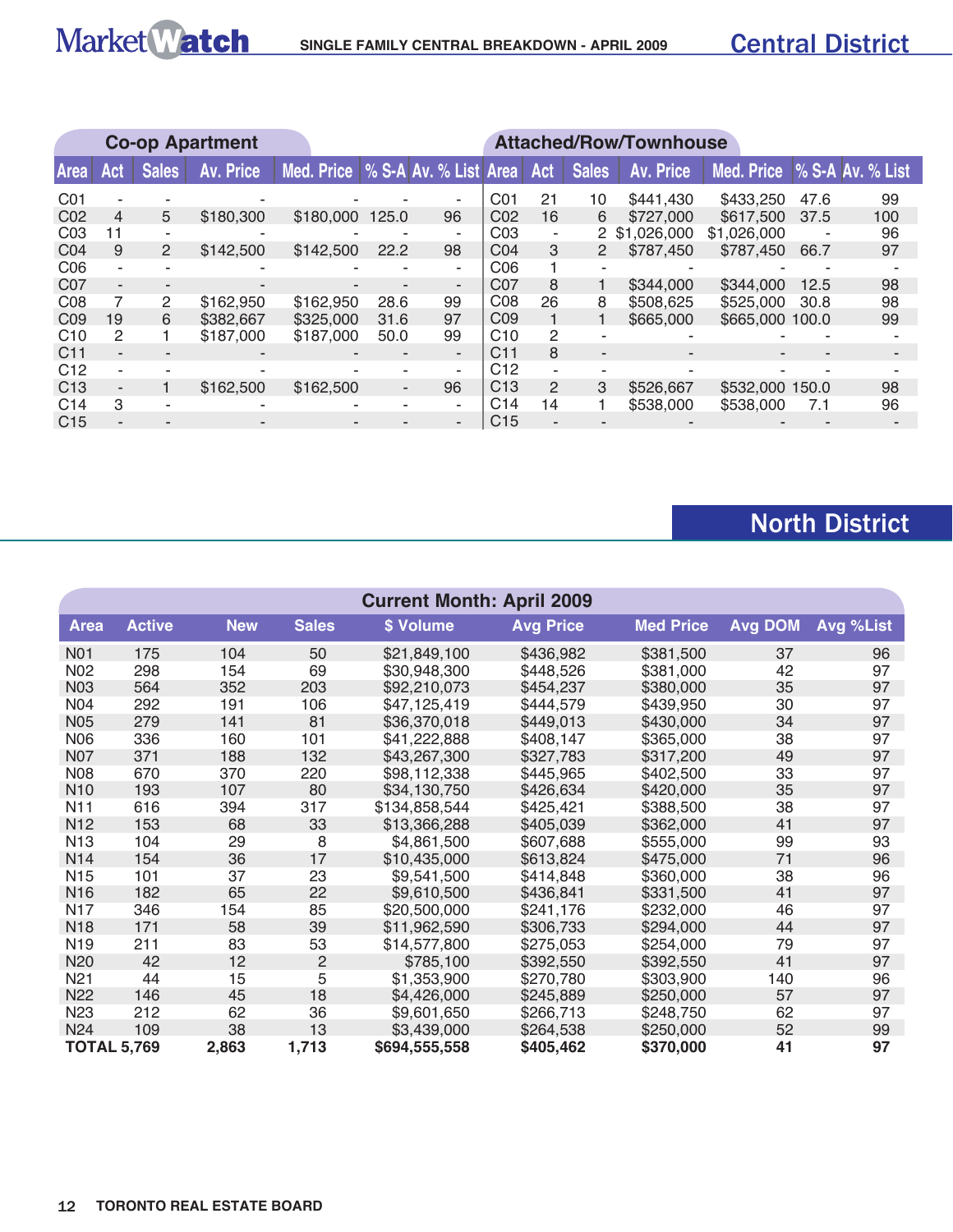## SINGLE FAMILY CENTRAL BREAKDOWN - APRIL 2009

## Central District

| Co-op Apartment | | | | | | | Attached/Row/Townhouse | | | | | | |
|---|---|---|---|---|---|---|---|---|---|---|---|---|---|
| Area | Act | Sales | Av. Price | Med. Price | % S-A | Av. % List | Area | Act | Sales | Av. Price | Med. Price | % S-A | Av. % List |
| C01 | - | - | - | - | - | - | C01 | 21 | 10 | $441,430 | $433,250 | 47.6 | 99 |
| C02 | 4 | 5 | $180,300 | $180,000 | 125.0 | 96 | C02 | 16 | 6 | $727,000 | $617,500 | 37.5 | 100 |
| C03 | 11 | - | - | - | - | - | C03 | - | 2 | $1,026,000 | $1,026,000 | - | 96 |
| C04 | 9 | 2 | $142,500 | $142,500 | 22.2 | 98 | C04 | 3 | 2 | $787,450 | $787,450 | 66.7 | 97 |
| C06 | - | - | - | - | - | - | C06 | 1 | - | - | - | - | - |
| C07 | - | - | - | - | - | - | C07 | 8 | 1 | $344,000 | $344,000 | 12.5 | 98 |
| C08 | 7 | 2 | $162,950 | $162,950 | 28.6 | 99 | C08 | 26 | 8 | $508,625 | $525,000 | 30.8 | 98 |
| C09 | 19 | 6 | $382,667 | $325,000 | 31.6 | 97 | C09 | 1 | 1 | $665,000 | $665,000 | 100.0 | 99 |
| C10 | 2 | 1 | $187,000 | $187,000 | 50.0 | 99 | C10 | 2 | - | - | - | - | - |
| C11 | - | - | - | - | - | - | C11 | 8 | - | - | - | - | - |
| C12 | - | - | - | - | - | - | C12 | - | - | - | - | - | - |
| C13 | - | 1 | $162,500 | $162,500 | - | 96 | C13 | 2 | 3 | $526,667 | $532,000 | 150.0 | 98 |
| C14 | 3 | - | - | - | - | - | C14 | 14 | 1 | $538,000 | $538,000 | 7.1 | 96 |
| C15 | - | - | - | - | - | - | C15 | - | - | - | - | - | - |

## North District

| Current Month: April 2009 | | | | | | | | |
|---|---|---|---|---|---|---|---|---|
| Area | Active | New | Sales | $ Volume | Avg Price | Med Price | Avg DOM | Avg %List |
| N01 | 175 | 104 | 50 | $21,849,100 | $436,982 | $381,500 | 37 | 96 |
| N02 | 298 | 154 | 69 | $30,948,300 | $448,526 | $381,000 | 42 | 97 |
| N03 | 564 | 352 | 203 | $92,210,073 | $454,237 | $380,000 | 35 | 97 |
| N04 | 292 | 191 | 106 | $47,125,419 | $444,579 | $439,950 | 30 | 97 |
| N05 | 279 | 141 | 81 | $36,370,018 | $449,013 | $430,000 | 34 | 97 |
| N06 | 336 | 160 | 101 | $41,222,888 | $408,147 | $365,000 | 38 | 97 |
| N07 | 371 | 188 | 132 | $43,267,300 | $327,783 | $317,200 | 49 | 97 |
| N08 | 670 | 370 | 220 | $98,112,338 | $445,965 | $402,500 | 33 | 97 |
| N10 | 193 | 107 | 80 | $34,130,750 | $426,634 | $420,000 | 35 | 97 |
| N11 | 616 | 394 | 317 | $134,858,544 | $425,421 | $388,500 | 38 | 97 |
| N12 | 153 | 68 | 33 | $13,366,288 | $405,039 | $362,000 | 41 | 97 |
| N13 | 104 | 29 | 8 | $4,861,500 | $607,688 | $555,000 | 99 | 93 |
| N14 | 154 | 36 | 17 | $10,435,000 | $613,824 | $475,000 | 71 | 96 |
| N15 | 101 | 37 | 23 | $9,541,500 | $414,848 | $360,000 | 38 | 96 |
| N16 | 182 | 65 | 22 | $9,610,500 | $436,841 | $331,500 | 41 | 97 |
| N17 | 346 | 154 | 85 | $20,500,000 | $241,176 | $232,000 | 46 | 97 |
| N18 | 171 | 58 | 39 | $11,962,590 | $306,733 | $294,000 | 44 | 97 |
| N19 | 211 | 83 | 53 | $14,577,800 | $275,053 | $254,000 | 79 | 97 |
| N20 | 42 | 12 | 2 | $785,100 | $392,550 | $392,550 | 41 | 97 |
| N21 | 44 | 15 | 5 | $1,353,900 | $270,780 | $303,900 | 140 | 96 |
| N22 | 146 | 45 | 18 | $4,426,000 | $245,889 | $250,000 | 57 | 97 |
| N23 | 212 | 62 | 36 | $9,601,650 | $266,713 | $248,750 | 62 | 97 |
| N24 | 109 | 38 | 13 | $3,439,000 | $264,538 | $250,000 | 52 | 99 |
| **TOTAL** | **5,769** | **2,863** | **1,713** | **$694,555,558** | **$405,462** | **$370,000** | **41** | **97** |

**TORONTO REAL ESTATE BOARD**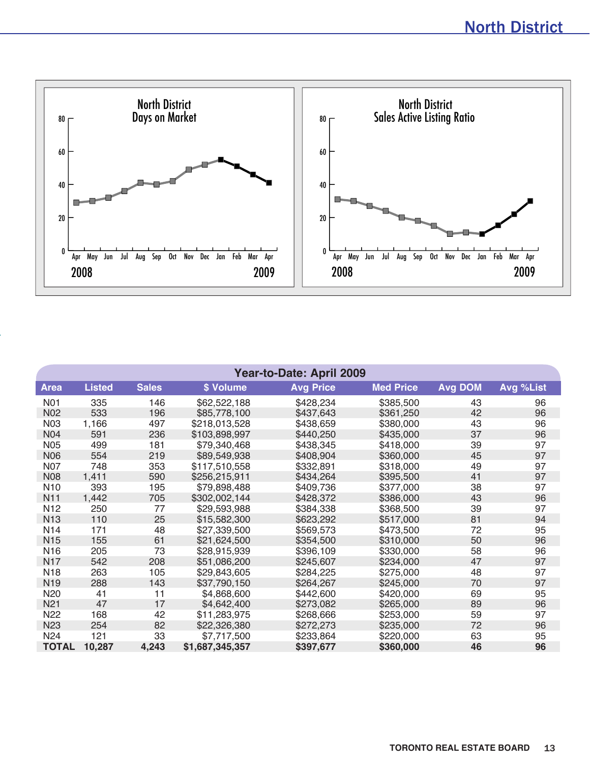# North District

North District Days on Market

North District Sales Active Listing Ratio

| Year-to-Date: April 2009 | | | | | | | |
|---|---|---|---|---|---|---|---|
| Area | Listed | Sales | $ Volume | Avg Price | Med Price | Avg DOM | Avg %List |
| N01 | 335 | 146 | $62,522,188 | $428,234 | $385,500 | 43 | 96 |
| N02 | 533 | 196 | $85,778,100 | $437,643 | $361,250 | 42 | 96 |
| N03 | 1,166 | 497 | $218,013,528 | $438,659 | $380,000 | 43 | 96 |
| N04 | 591 | 236 | $103,898,997 | $440,250 | $435,000 | 37 | 96 |
| N05 | 499 | 181 | $79,340,468 | $438,345 | $418,000 | 39 | 97 |
| N06 | 554 | 219 | $89,549,938 | $408,904 | $360,000 | 45 | 97 |
| N07 | 748 | 353 | $117,510,558 | $332,891 | $318,000 | 49 | 97 |
| N08 | 1,411 | 590 | $256,215,911 | $434,264 | $395,500 | 41 | 97 |
| N10 | 393 | 195 | $79,898,488 | $409,736 | $377,000 | 38 | 97 |
| N11 | 1,442 | 705 | $302,002,144 | $428,372 | $386,000 | 43 | 96 |
| N12 | 250 | 77 | $29,593,988 | $384,338 | $368,500 | 39 | 97 |
| N13 | 110 | 25 | $15,582,300 | $623,292 | $517,000 | 81 | 94 |
| N14 | 171 | 48 | $27,339,500 | $569,573 | $473,500 | 72 | 95 |
| N15 | 155 | 61 | $21,624,500 | $354,500 | $310,000 | 50 | 96 |
| N16 | 205 | 73 | $28,915,939 | $396,109 | $330,000 | 58 | 96 |
| N17 | 542 | 208 | $51,086,200 | $245,607 | $234,000 | 47 | 97 |
| N18 | 263 | 105 | $29,843,605 | $284,225 | $275,000 | 48 | 97 |
| N19 | 288 | 143 | $37,790,150 | $264,267 | $245,000 | 70 | 97 |
| N20 | 41 | 11 | $4,868,600 | $442,600 | $420,000 | 69 | 95 |
| N21 | 47 | 17 | $4,642,400 | $273,082 | $265,000 | 89 | 96 |
| N22 | 168 | 42 | $11,283,975 | $268,666 | $253,000 | 59 | 97 |
| N23 | 254 | 82 | $22,326,380 | $272,273 | $235,000 | 72 | 96 |
| N24 | 121 | 33 | $7,717,500 | $233,864 | $220,000 | 63 | 95 |
| **TOTAL** | **10,287** | **4,243** | **$1,687,345,357** | **$397,677** | **$360,000** | **46** | **96** |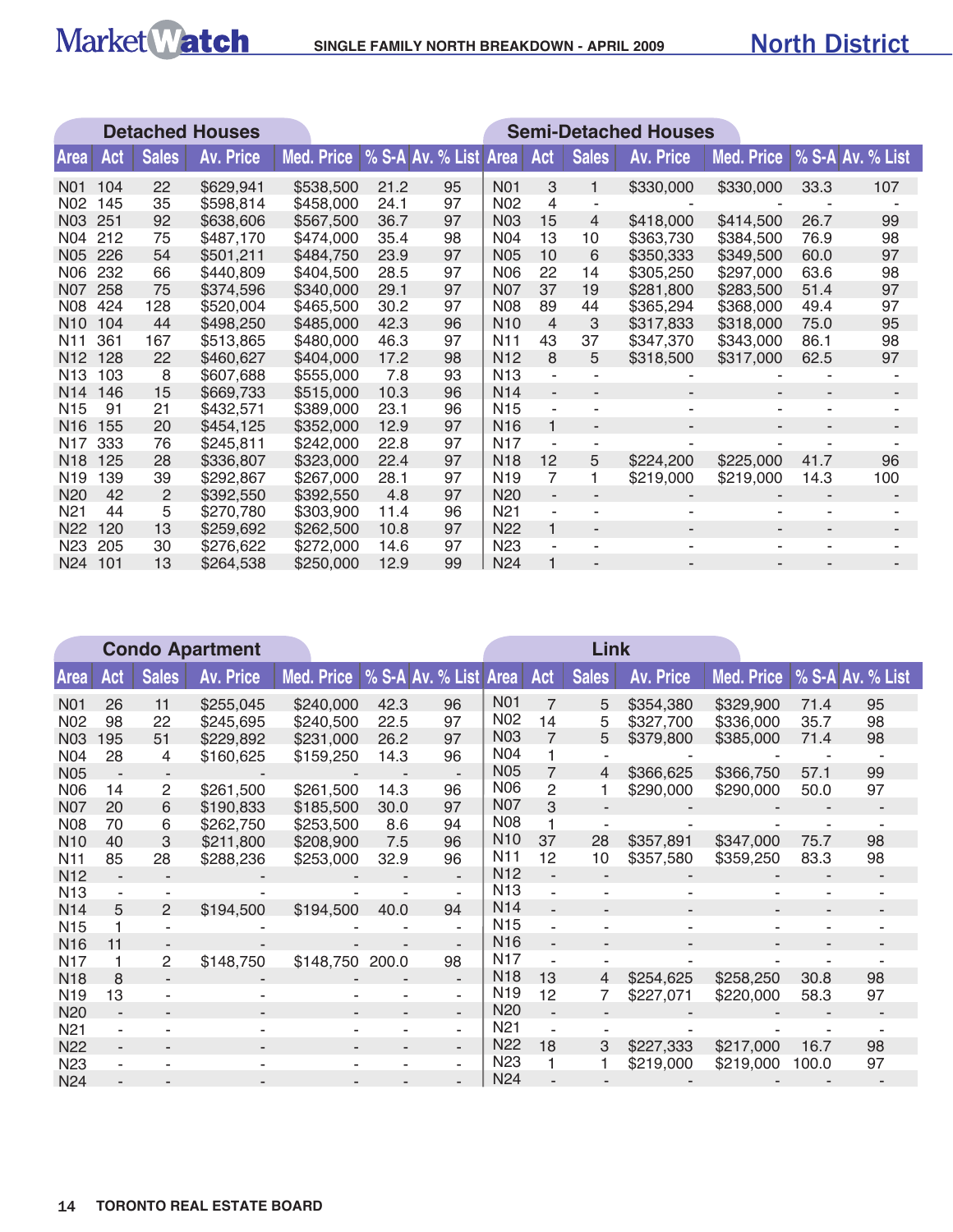# SINGLE FAMILY NORTH BREAKDOWN - APRIL 2009

## North District

### Detached Houses

| Area | Act | Sales | Av. Price | Med. Price | % S-A | Av. % List |
|---|---|---|---|---|---|---|
| N01 | 104 | 22 | $629,941 | $538,500 | 21.2 | 95 |
| N02 | 145 | 35 | $598,814 | $458,000 | 24.1 | 97 |
| N03 | 251 | 92 | $638,606 | $567,500 | 36.7 | 97 |
| N04 | 212 | 75 | $487,170 | $474,000 | 35.4 | 98 |
| N05 | 226 | 54 | $501,211 | $484,750 | 23.9 | 97 |
| N06 | 232 | 66 | $440,809 | $404,500 | 28.5 | 97 |
| N07 | 258 | 75 | $374,596 | $340,000 | 29.1 | 97 |
| N08 | 424 | 128 | $520,004 | $465,500 | 30.2 | 97 |
| N10 | 104 | 44 | $498,250 | $485,000 | 42.3 | 96 |
| N11 | 361 | 167 | $513,865 | $480,000 | 46.3 | 97 |
| N12 | 128 | 22 | $460,627 | $404,000 | 17.2 | 98 |
| N13 | 103 | 8 | $607,688 | $555,000 | 7.8 | 93 |
| N14 | 146 | 15 | $669,733 | $515,000 | 10.3 | 96 |
| N15 | 91 | 21 | $432,571 | $389,000 | 23.1 | 96 |
| N16 | 155 | 20 | $454,125 | $352,000 | 12.9 | 97 |
| N17 | 333 | 76 | $245,811 | $242,000 | 22.8 | 97 |
| N18 | 125 | 28 | $336,807 | $323,000 | 22.4 | 97 |
| N19 | 139 | 39 | $292,867 | $267,000 | 28.1 | 97 |
| N20 | 42 | 2 | $392,550 | $392,550 | 4.8 | 97 |
| N21 | 44 | 5 | $270,780 | $303,900 | 11.4 | 96 |
| N22 | 120 | 13 | $259,692 | $262,500 | 10.8 | 97 |
| N23 | 205 | 30 | $276,622 | $272,000 | 14.6 | 97 |
| N24 | 101 | 13 | $264,538 | $250,000 | 12.9 | 99 |

### Semi-Detached Houses

| Area | Act | Sales | Av. Price | Med. Price | % S-A | Av. % List |
|---|---|---|---|---|---|---|
| N01 | 3 | 1 | $330,000 | $330,000 | 33.3 | 107 |
| N02 | 4 | - | - | - | - | - |
| N03 | 15 | 4 | $418,000 | $414,500 | 26.7 | 99 |
| N04 | 13 | 10 | $363,730 | $384,500 | 76.9 | 98 |
| N05 | 10 | 6 | $350,333 | $349,500 | 60.0 | 97 |
| N06 | 22 | 14 | $305,250 | $297,000 | 63.6 | 98 |
| N07 | 37 | 19 | $281,800 | $283,500 | 51.4 | 97 |
| N08 | 89 | 44 | $365,294 | $368,000 | 49.4 | 97 |
| N10 | 4 | 3 | $317,833 | $318,000 | 75.0 | 95 |
| N11 | 43 | 37 | $347,370 | $343,000 | 86.1 | 98 |
| N12 | 8 | 5 | $318,500 | $317,000 | 62.5 | 97 |
| N13 | - | - | - | - | - | - |
| N14 | - | - | - | - | - | - |
| N15 | - | - | - | - | - | - |
| N16 | 1 | - | - | - | - | - |
| N17 | - | - | - | - | - | - |
| N18 | 12 | 5 | $224,200 | $225,000 | 41.7 | 96 |
| N19 | 7 | 1 | $219,000 | $219,000 | 14.3 | 100 |
| N20 | - | - | - | - | - | - |
| N21 | - | - | - | - | - | - |
| N22 | 1 | - | - | - | - | - |
| N23 | - | - | - | - | - | - |
| N24 | 1 | - | - | - | - | - |

### Condo Apartment

| Area | Act | Sales | Av. Price | Med. Price | % S-A | Av. % List |
|---|---|---|---|---|---|---|
| N01 | 26 | 11 | $255,045 | $240,000 | 42.3 | 96 |
| N02 | 98 | 22 | $245,695 | $240,500 | 22.5 | 97 |
| N03 | 195 | 51 | $229,892 | $231,000 | 26.2 | 97 |
| N04 | 28 | 4 | $160,625 | $159,250 | 14.3 | 96 |
| N05 | - | - | - | - | - | - |
| N06 | 14 | 2 | $261,500 | $261,500 | 14.3 | 96 |
| N07 | 20 | 6 | $190,833 | $185,500 | 30.0 | 97 |
| N08 | 70 | 6 | $262,750 | $253,500 | 8.6 | 94 |
| N10 | 40 | 3 | $211,800 | $208,900 | 7.5 | 96 |
| N11 | 85 | 28 | $288,236 | $253,000 | 32.9 | 96 |
| N12 | - | - | - | - | - | - |
| N13 | - | - | - | - | - | - |
| N14 | 5 | 2 | $194,500 | $194,500 | 40.0 | 94 |
| N15 | 1 | - | - | - | - | - |
| N16 | 11 | - | - | - | - | - |
| N17 | 1 | 2 | $148,750 | $148,750 | 200.0 | 98 |
| N18 | 8 | - | - | - | - | - |
| N19 | 13 | - | - | - | - | - |
| N20 | - | - | - | - | - | - |
| N21 | - | - | - | - | - | - |
| N22 | - | - | - | - | - | - |
| N23 | - | - | - | - | - | - |
| N24 | - | - | - | - | - | - |

### Link

| Area | Act | Sales | Av. Price | Med. Price | % S-A | Av. % List |
|---|---|---|---|---|---|---|
| N01 | 7 | 5 | $354,380 | $329,900 | 71.4 | 95 |
| N02 | 14 | 5 | $327,700 | $336,000 | 35.7 | 98 |
| N03 | 7 | 5 | $379,800 | $385,000 | 71.4 | 98 |
| N04 | 1 | - | - | - | - | - |
| N05 | 7 | 4 | $366,625 | $366,750 | 57.1 | 99 |
| N06 | 2 | 1 | $290,000 | $290,000 | 50.0 | 97 |
| N07 | 3 | - | - | - | - | - |
| N08 | 1 | - | - | - | - | - |
| N10 | 37 | 28 | $357,891 | $347,000 | 75.7 | 98 |
| N11 | 12 | 10 | $357,580 | $359,250 | 83.3 | 98 |
| N12 | - | - | - | - | - | - |
| N13 | - | - | - | - | - | - |
| N14 | - | - | - | - | - | - |
| N15 | - | - | - | - | - | - |
| N16 | - | - | - | - | - | - |
| N17 | - | - | - | - | - | - |
| N18 | 13 | 4 | $254,625 | $258,250 | 30.8 | 98 |
| N19 | 12 | 7 | $227,071 | $220,000 | 58.3 | 97 |
| N20 | - | - | - | - | - | - |
| N21 | - | - | - | - | - | - |
| N22 | 18 | 3 | $227,333 | $217,000 | 16.7 | 98 |
| N23 | 1 | 1 | $219,000 | $219,000 | 100.0 | 97 |
| N24 | - | - | - | - | - | - |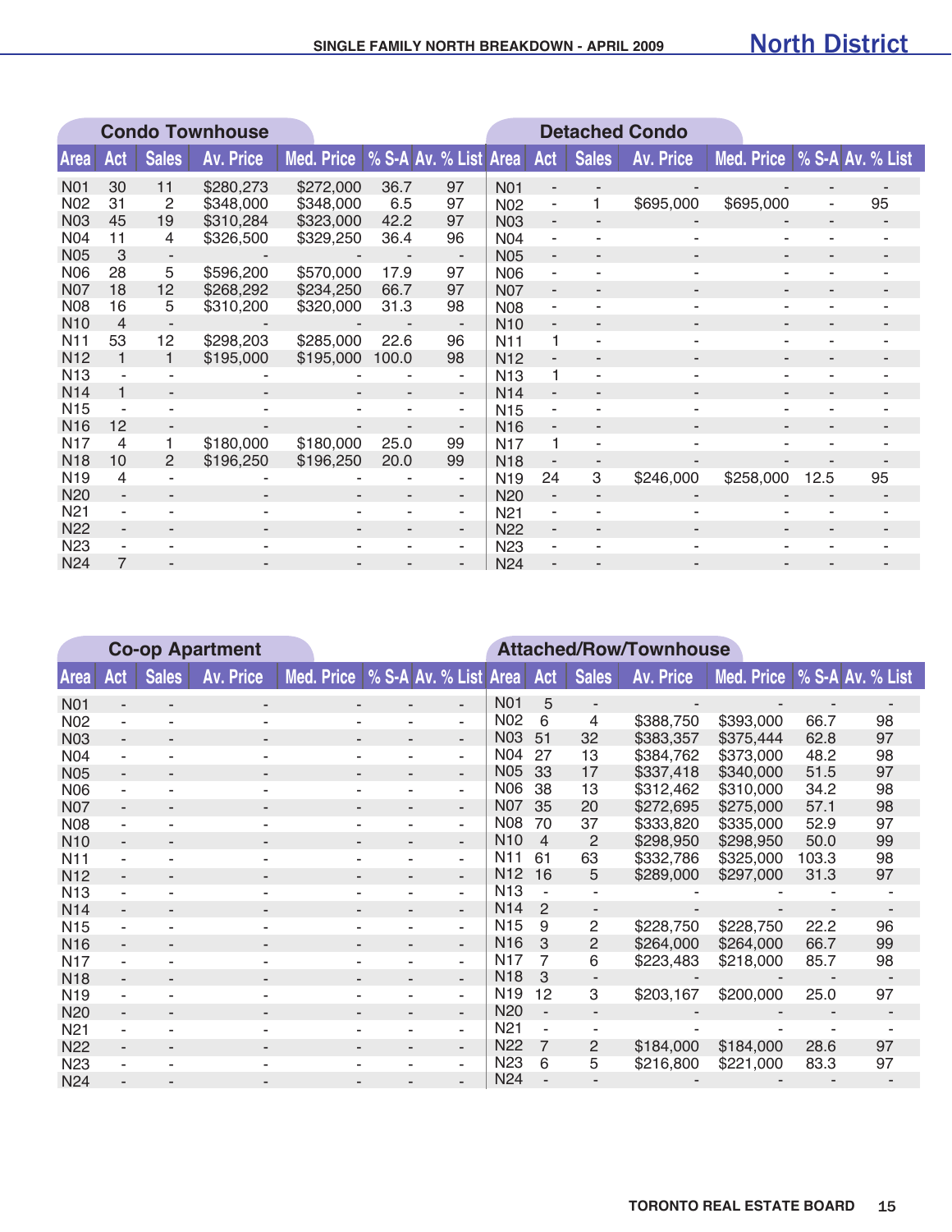## SINGLE FAMILY NORTH BREAKDOWN - APRIL 2009

# North District

### Condo Townhouse

| Area | Act | Sales | Av. Price | Med. Price | % S-A | Av. % List |
|---|---|---|---|---|---|---|
| N01 | 30 | 11 | $280,273 | $272,000 | 36.7 | 97 |
| N02 | 31 | 2 | $348,000 | $348,000 | 6.5 | 97 |
| N03 | 45 | 19 | $310,284 | $323,000 | 42.2 | 97 |
| N04 | 11 | 4 | $326,500 | $329,250 | 36.4 | 96 |
| N05 | 3 | - | - | - | - | - |
| N06 | 28 | 5 | $596,200 | $570,000 | 17.9 | 97 |
| N07 | 18 | 12 | $268,292 | $234,250 | 66.7 | 97 |
| N08 | 16 | 5 | $310,200 | $320,000 | 31.3 | 98 |
| N10 | 4 | - | - | - | - | - |
| N11 | 53 | 12 | $298,203 | $285,000 | 22.6 | 96 |
| N12 | 1 | 1 | $195,000 | $195,000 | 100.0 | 98 |
| N13 | - | - | - | - | - | - |
| N14 | 1 | - | - | - | - | - |
| N15 | - | - | - | - | - | - |
| N16 | 12 | - | - | - | - | - |
| N17 | 4 | 1 | $180,000 | $180,000 | 25.0 | 99 |
| N18 | 10 | 2 | $196,250 | $196,250 | 20.0 | 99 |
| N19 | 4 | - | - | - | - | - |
| N20 | - | - | - | - | - | - |
| N21 | - | - | - | - | - | - |
| N22 | - | - | - | - | - | - |
| N23 | - | - | - | - | - | - |
| N24 | 7 | - | - | - | - | - |

### Detached Condo

| Area | Act | Sales | Av. Price | Med. Price | % S-A | Av. % List |
|---|---|---|---|---|---|---|
| N01 | - | - | - | - | - | - |
| N02 | - | 1 | $695,000 | $695,000 | - | 95 |
| N03 | - | - | - | - | - | - |
| N04 | - | - | - | - | - | - |
| N05 | - | - | - | - | - | - |
| N06 | - | - | - | - | - | - |
| N07 | - | - | - | - | - | - |
| N08 | - | - | - | - | - | - |
| N10 | - | - | - | - | - | - |
| N11 | 1 | - | - | - | - | - |
| N12 | - | - | - | - | - | - |
| N13 | 1 | - | - | - | - | - |
| N14 | - | - | - | - | - | - |
| N15 | - | - | - | - | - | - |
| N16 | - | - | - | - | - | - |
| N17 | 1 | - | - | - | - | - |
| N18 | - | - | - | - | - | - |
| N19 | 24 | 3 | $246,000 | $258,000 | 12.5 | 95 |
| N20 | - | - | - | - | - | - |
| N21 | - | - | - | - | - | - |
| N22 | - | - | - | - | - | - |
| N23 | - | - | - | - | - | - |
| N24 | - | - | - | - | - | - |

### Co-op Apartment

| Area | Act | Sales | Av. Price | Med. Price | % S-A | Av. % List |
|---|---|---|---|---|---|---|
| N01 | - | - | - | - | - | - |
| N02 | - | - | - | - | - | - |
| N03 | - | - | - | - | - | - |
| N04 | - | - | - | - | - | - |
| N05 | - | - | - | - | - | - |
| N06 | - | - | - | - | - | - |
| N07 | - | - | - | - | - | - |
| N08 | - | - | - | - | - | - |
| N10 | - | - | - | - | - | - |
| N11 | - | - | - | - | - | - |
| N12 | - | - | - | - | - | - |
| N13 | - | - | - | - | - | - |
| N14 | - | - | - | - | - | - |
| N15 | - | - | - | - | - | - |
| N16 | - | - | - | - | - | - |
| N17 | - | - | - | - | - | - |
| N18 | - | - | - | - | - | - |
| N19 | - | - | - | - | - | - |
| N20 | - | - | - | - | - | - |
| N21 | - | - | - | - | - | - |
| N22 | - | - | - | - | - | - |
| N23 | - | - | - | - | - | - |
| N24 | - | - | - | - | - | - |

### Attached/Row/Townhouse

| Area | Act | Sales | Av. Price | Med. Price | % S-A | Av. % List |
|---|---|---|---|---|---|---|
| N01 | 5 | - | - | - | - | - |
| N02 | 6 | 4 | $388,750 | $393,000 | 66.7 | 98 |
| N03 | 51 | 32 | $383,357 | $375,444 | 62.8 | 97 |
| N04 | 27 | 13 | $384,762 | $373,000 | 48.2 | 98 |
| N05 | 33 | 17 | $337,418 | $340,000 | 51.5 | 97 |
| N06 | 38 | 13 | $312,462 | $310,000 | 34.2 | 98 |
| N07 | 35 | 20 | $272,695 | $275,000 | 57.1 | 98 |
| N08 | 70 | 37 | $333,820 | $335,000 | 52.9 | 97 |
| N10 | 4 | 2 | $298,950 | $298,950 | 50.0 | 99 |
| N11 | 61 | 63 | $332,786 | $325,000 | 103.3 | 98 |
| N12 | 16 | 5 | $289,000 | $297,000 | 31.3 | 97 |
| N13 | - | - | - | - | - | - |
| N14 | 2 | - | - | - | - | - |
| N15 | 9 | 2 | $228,750 | $228,750 | 22.2 | 96 |
| N16 | 3 | 2 | $264,000 | $264,000 | 66.7 | 99 |
| N17 | 7 | 6 | $223,483 | $218,000 | 85.7 | 98 |
| N18 | 3 | - | - | - | - | - |
| N19 | 12 | 3 | $203,167 | $200,000 | 25.0 | 97 |
| N20 | - | - | - | - | - | - |
| N21 | - | - | - | - | - | - |
| N22 | 7 | 2 | $184,000 | $184,000 | 28.6 | 97 |
| N23 | 6 | 5 | $216,800 | $221,000 | 83.3 | 97 |
| N24 | - | - | - | - | - | - |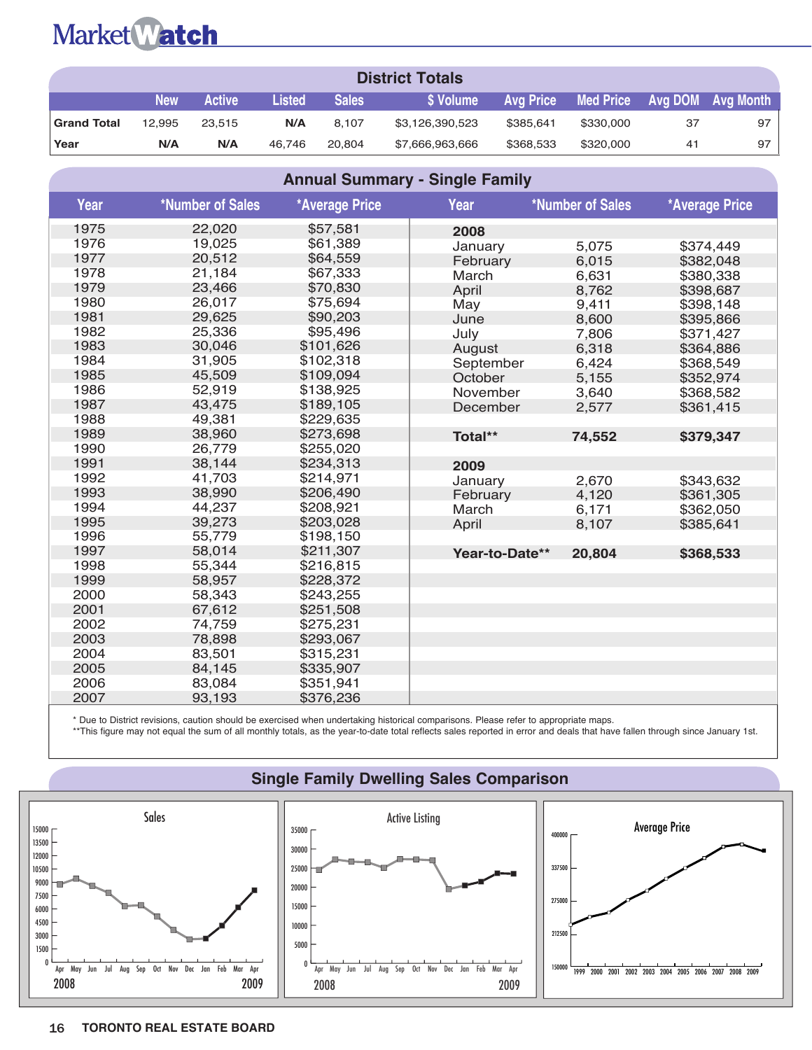# MarketWatch

## District Totals

| | New | Active | Listed | Sales | $ Volume | Avg Price | Med Price | Avg DOM | Avg Month |
|---|---|---|---|---|---|---|---|---|---|
| **Grand Total** | 12,995 | 23,515 | **N/A** | 8,107 | $3,126,390,523 | $385,641 | $330,000 | 37 | 97 |
| **Year** | **N/A** | **N/A** | 46,746 | 20,804 | $7,666,963,666 | $368,533 | $320,000 | 41 | 97 |

## Annual Summary - Single Family

| Year | *Number of Sales | *Average Price |
|---|---|---|
| 1975 | 22,020 | $57,581 |
| 1976 | 19,025 | $61,389 |
| 1977 | 20,512 | $64,559 |
| 1978 | 21,184 | $67,333 |
| 1979 | 23,466 | $70,830 |
| 1980 | 26,017 | $75,694 |
| 1981 | 29,625 | $90,203 |
| 1982 | 25,336 | $95,496 |
| 1983 | 30,046 | $101,626 |
| 1984 | 31,905 | $102,318 |
| 1985 | 45,509 | $109,094 |
| 1986 | 52,919 | $138,925 |
| 1987 | 43,475 | $189,105 |
| 1988 | 49,381 | $229,635 |
| 1989 | 38,960 | $273,698 |
| 1990 | 26,779 | $255,020 |
| 1991 | 38,144 | $234,313 |
| 1992 | 41,703 | $214,971 |
| 1993 | 38,990 | $206,490 |
| 1994 | 44,237 | $208,921 |
| 1995 | 39,273 | $203,028 |
| 1996 | 55,779 | $198,150 |
| 1997 | 58,014 | $211,307 |
| 1998 | 55,344 | $216,815 |
| 1999 | 58,957 | $228,372 |
| 2000 | 58,343 | $243,255 |
| 2001 | 67,612 | $251,508 |
| 2002 | 74,759 | $275,231 |
| 2003 | 78,898 | $293,067 |
| 2004 | 83,501 | $315,231 |
| 2005 | 84,145 | $335,907 |
| 2006 | 83,084 | $351,941 |
| 2007 | 93,193 | $376,236 |

| Year | *Number of Sales | *Average Price |
|---|---|---|
| **2008** | | |
| January | 5,075 | $374,449 |
| February | 6,015 | $382,048 |
| March | 6,631 | $380,338 |
| April | 8,762 | $398,687 |
| May | 9,411 | $398,148 |
| June | 8,600 | $395,866 |
| July | 7,806 | $371,427 |
| August | 6,318 | $364,886 |
| September | 6,424 | $368,549 |
| October | 5,155 | $352,974 |
| November | 3,640 | $368,582 |
| December | 2,577 | $361,415 |
| **Total**** | **74,552** | **$379,347** |
| **2009** | | |
| January | 2,670 | $343,632 |
| February | 4,120 | $361,305 |
| March | 6,171 | $362,050 |
| April | 8,107 | $385,641 |
| **Year-to-Date**** | **20,804** | **$368,533** |

* Due to District revisions, caution should be exercised when undertaking historical comparisons. Please refer to appropriate maps.
**This figure may not equal the sum of all monthly totals, as the year-to-date total reflects sales reported in error and deals that have fallen through since January 1st.

## Single Family Dwelling Sales Comparison

Sales
15000 13500 12000 10500 9000 7500 6000 4500 3000 1500 0
Apr May Jun Jul Aug Sep Oct Nov Dec Jan Feb Mar Apr
2008 2009

Active Listing
35000 30000 25000 20000 15000 10000 5000 0
Apr May Jun Jul Aug Sep Oct Nov Dec Jan Feb Mar Apr
2008 2009

Average Price
400000 337500 275000 212500 150000
1999 2000 2001 2002 2003 2004 2005 2006 2007 2008 2009

TORONTO REAL ESTATE BOARD